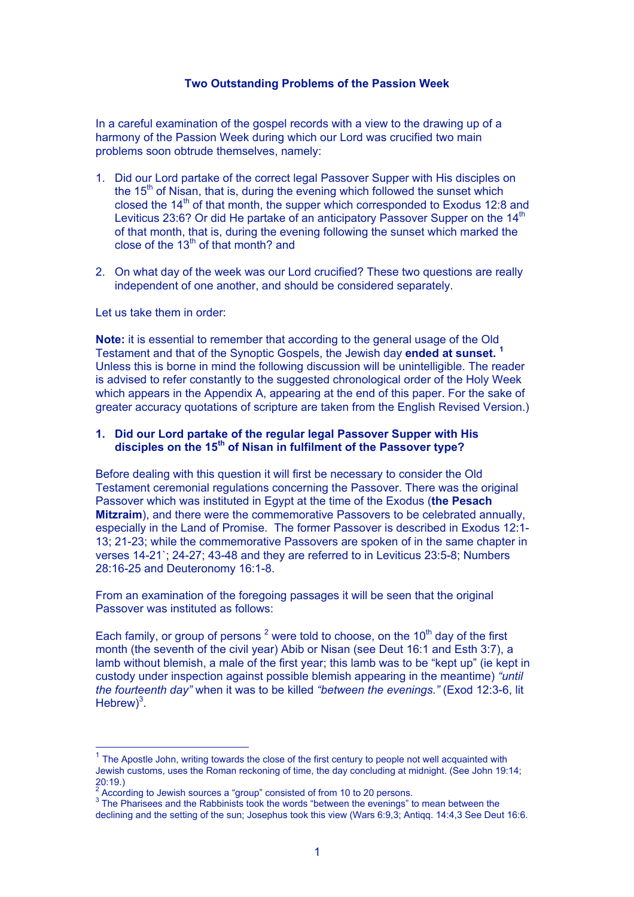# Two Outstanding Problems of the Passion Week

In a careful examination of the gospel records with a view to the drawing up of a harmony of the Passion Week during which our Lord was crucified two main problems soon obtrude themselves, namely:

1. Did our Lord partake of the correct legal Passover Supper with His disciples on the 15th of Nisan, that is, during the evening which followed the sunset which closed the 14th of that month, the supper which corresponded to Exodus 12:8 and Leviticus 23:6? Or did He partake of an anticipatory Passover Supper on the 14th of that month, that is, during the evening following the sunset which marked the close of the 13th of that month? and

2. On what day of the week was our Lord crucified? These two questions are really independent of one another, and should be considered separately.

Let us take them in order:

**Note:** it is essential to remember that according to the general usage of the Old Testament and that of the Synoptic Gospels, the Jewish day **ended at sunset.** [1] Unless this is borne in mind the following discussion will be unintelligible. The reader is advised to refer constantly to the suggested chronological order of the Holy Week which appears in the Appendix A, appearing at the end of this paper. For the sake of greater accuracy quotations of scripture are taken from the English Revised Version.)

## 1. Did our Lord partake of the regular legal Passover Supper with His disciples on the 15th of Nisan in fulfilment of the Passover type?

Before dealing with this question it will first be necessary to consider the Old Testament ceremonial regulations concerning the Passover. There was the original Passover which was instituted in Egypt at the time of the Exodus (**the Pesach Mitzraim**), and there were the commemorative Passovers to be celebrated annually, especially in the Land of Promise. The former Passover is described in Exodus 12:1-13; 21-23; while the commemorative Passovers are spoken of in the same chapter in verses 14-21`; 24-27; 43-48 and they are referred to in Leviticus 23:5-8; Numbers 28:16-25 and Deuteronomy 16:1-8.

From an examination of the foregoing passages it will be seen that the original Passover was instituted as follows:

Each family, or group of persons [2] were told to choose, on the 10th day of the first month (the seventh of the civil year) Abib or Nisan (see Deut 16:1 and Esth 3:7), a lamb without blemish, a male of the first year; this lamb was to be "kept up" (ie kept in custody under inspection against possible blemish appearing in the meantime) *"until the fourteenth day"* when it was to be killed *"between the evenings."* (Exod 12:3-6, lit Hebrew)[3].

---

[1] The Apostle John, writing towards the close of the first century to people not well acquainted with Jewish customs, uses the Roman reckoning of time, the day concluding at midnight. (See John 19:14; 20:19.)

[2] According to Jewish sources a "group" consisted of from 10 to 20 persons.

[3] The Pharisees and the Rabbinists took the words "between the evenings" to mean between the declining and the setting of the sun; Josephus took this view (Wars 6:9,3; Antiqq. 14:4,3 See Deut 16:6.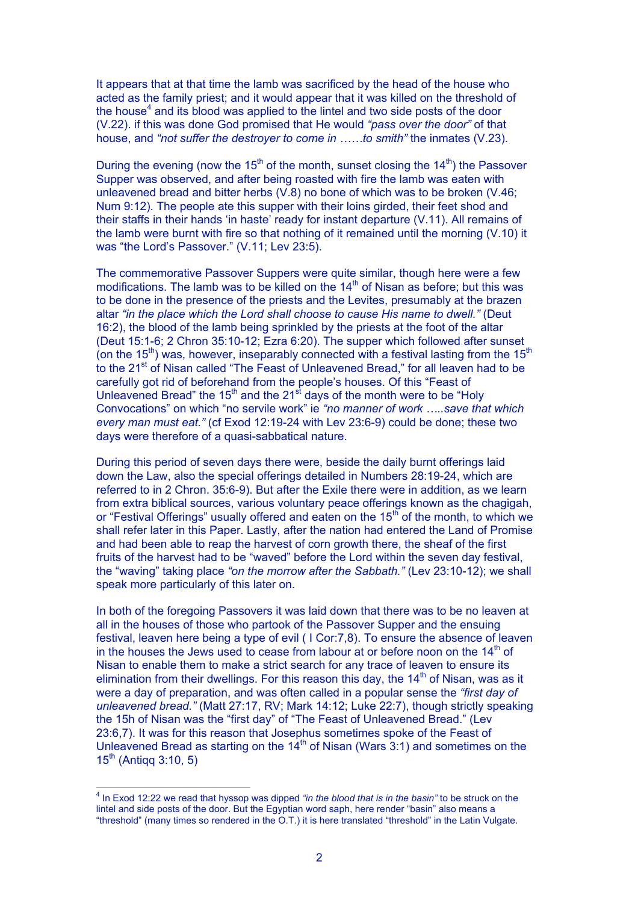It appears that at that time the lamb was sacrificed by the head of the house who acted as the family priest; and it would appear that it was killed on the threshold of the house[4] and its blood was applied to the lintel and two side posts of the door (V.22). if this was done God promised that He would *"pass over the door"* of that house, and *"not suffer the destroyer to come in ……to smith"* the inmates (V.23).

During the evening (now the 15th of the month, sunset closing the 14th) the Passover Supper was observed, and after being roasted with fire the lamb was eaten with unleavened bread and bitter herbs (V.8) no bone of which was to be broken (V.46; Num 9:12). The people ate this supper with their loins girded, their feet shod and their staffs in their hands 'in haste' ready for instant departure (V.11). All remains of the lamb were burnt with fire so that nothing of it remained until the morning (V.10) it was "the Lord's Passover." (V.11; Lev 23:5).

The commemorative Passover Suppers were quite similar, though here were a few modifications. The lamb was to be killed on the 14th of Nisan as before; but this was to be done in the presence of the priests and the Levites, presumably at the brazen altar *"in the place which the Lord shall choose to cause His name to dwell."* (Deut 16:2), the blood of the lamb being sprinkled by the priests at the foot of the altar (Deut 15:1-6; 2 Chron 35:10-12; Ezra 6:20). The supper which followed after sunset (on the 15th) was, however, inseparably connected with a festival lasting from the 15th to the 21st of Nisan called "The Feast of Unleavened Bread," for all leaven had to be carefully got rid of beforehand from the people's houses. Of this "Feast of Unleavened Bread" the 15th and the 21st days of the month were to be "Holy Convocations" on which "no servile work" ie *"no manner of work …..save that which every man must eat."* (cf Exod 12:19-24 with Lev 23:6-9) could be done; these two days were therefore of a quasi-sabbatical nature.

During this period of seven days there were, beside the daily burnt offerings laid down the Law, also the special offerings detailed in Numbers 28:19-24, which are referred to in 2 Chron. 35:6-9). But after the Exile there were in addition, as we learn from extra biblical sources, various voluntary peace offerings known as the chagigah, or "Festival Offerings" usually offered and eaten on the 15th of the month, to which we shall refer later in this Paper. Lastly, after the nation had entered the Land of Promise and had been able to reap the harvest of corn growth there, the sheaf of the first fruits of the harvest had to be "waved" before the Lord within the seven day festival, the "waving" taking place *"on the morrow after the Sabbath."* (Lev 23:10-12); we shall speak more particularly of this later on.

In both of the foregoing Passovers it was laid down that there was to be no leaven at all in the houses of those who partook of the Passover Supper and the ensuing festival, leaven here being a type of evil ( I Cor:7,8). To ensure the absence of leaven in the houses the Jews used to cease from labour at or before noon on the 14th of Nisan to enable them to make a strict search for any trace of leaven to ensure its elimination from their dwellings. For this reason this day, the 14th of Nisan, was as it were a day of preparation, and was often called in a popular sense the *"first day of unleavened bread."* (Matt 27:17, RV; Mark 14:12; Luke 22:7), though strictly speaking the 15h of Nisan was the "first day" of "The Feast of Unleavened Bread." (Lev 23:6,7). It was for this reason that Josephus sometimes spoke of the Feast of Unleavened Bread as starting on the 14th of Nisan (Wars 3:1) and sometimes on the 15th (Antiqq 3:10, 5)

---

[4] In Exod 12:22 we read that hyssop was dipped *"in the blood that is in the basin"* to be struck on the lintel and side posts of the door. But the Egyptian word saph, here render "basin" also means a "threshold" (many times so rendered in the O.T.) it is here translated "threshold" in the Latin Vulgate.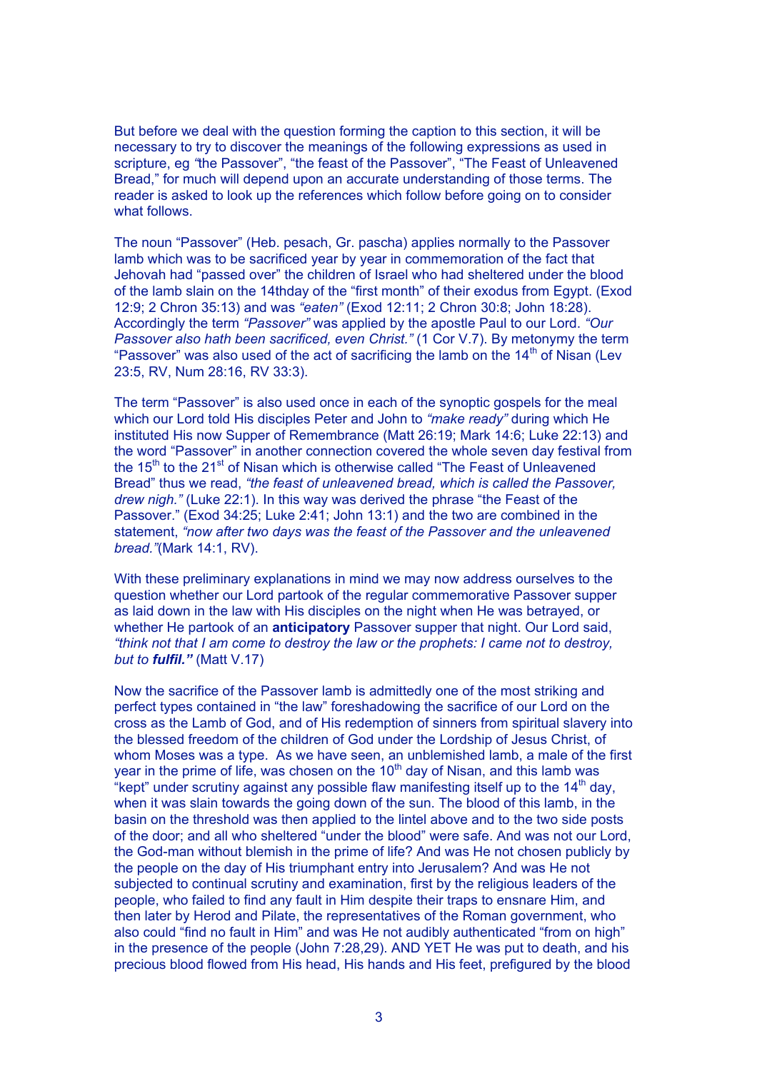But before we deal with the question forming the caption to this section, it will be necessary to try to discover the meanings of the following expressions as used in scripture, eg *"*the Passover", "the feast of the Passover", "The Feast of Unleavened Bread," for much will depend upon an accurate understanding of those terms. The reader is asked to look up the references which follow before going on to consider what follows.

The noun "Passover" (Heb. pesach, Gr. pascha) applies normally to the Passover lamb which was to be sacrificed year by year in commemoration of the fact that Jehovah had "passed over" the children of Israel who had sheltered under the blood of the lamb slain on the 14thday of the "first month" of their exodus from Egypt. (Exod 12:9; 2 Chron 35:13) and was *"eaten"* (Exod 12:11; 2 Chron 30:8; John 18:28). Accordingly the term *"Passover"* was applied by the apostle Paul to our Lord. *"Our Passover also hath been sacrificed, even Christ."* (1 Cor V.7). By metonymy the term "Passover" was also used of the act of sacrificing the lamb on the 14th of Nisan (Lev 23:5, RV, Num 28:16, RV 33:3).

The term "Passover" is also used once in each of the synoptic gospels for the meal which our Lord told His disciples Peter and John to *"make ready"* during which He instituted His now Supper of Remembrance (Matt 26:19; Mark 14:6; Luke 22:13) and the word "Passover" in another connection covered the whole seven day festival from the 15th to the 21st of Nisan which is otherwise called "The Feast of Unleavened Bread" thus we read, *"the feast of unleavened bread, which is called the Passover, drew nigh."* (Luke 22:1). In this way was derived the phrase "the Feast of the Passover." (Exod 34:25; Luke 2:41; John 13:1) and the two are combined in the statement, *"now after two days was the feast of the Passover and the unleavened bread."*(Mark 14:1, RV).

With these preliminary explanations in mind we may now address ourselves to the question whether our Lord partook of the regular commemorative Passover supper as laid down in the law with His disciples on the night when He was betrayed, or whether He partook of an **anticipatory** Passover supper that night. Our Lord said, *"think not that I am come to destroy the law or the prophets: I came not to destroy, but to* ***fulfil."*** (Matt V.17)

Now the sacrifice of the Passover lamb is admittedly one of the most striking and perfect types contained in "the law" foreshadowing the sacrifice of our Lord on the cross as the Lamb of God, and of His redemption of sinners from spiritual slavery into the blessed freedom of the children of God under the Lordship of Jesus Christ, of whom Moses was a type. As we have seen, an unblemished lamb, a male of the first year in the prime of life, was chosen on the 10th day of Nisan, and this lamb was "kept" under scrutiny against any possible flaw manifesting itself up to the 14th day, when it was slain towards the going down of the sun. The blood of this lamb, in the basin on the threshold was then applied to the lintel above and to the two side posts of the door; and all who sheltered "under the blood" were safe. And was not our Lord, the God-man without blemish in the prime of life? And was He not chosen publicly by the people on the day of His triumphant entry into Jerusalem? And was He not subjected to continual scrutiny and examination, first by the religious leaders of the people, who failed to find any fault in Him despite their traps to ensnare Him, and then later by Herod and Pilate, the representatives of the Roman government, who also could "find no fault in Him" and was He not audibly authenticated "from on high" in the presence of the people (John 7:28,29). AND YET He was put to death, and his precious blood flowed from His head, His hands and His feet, prefigured by the blood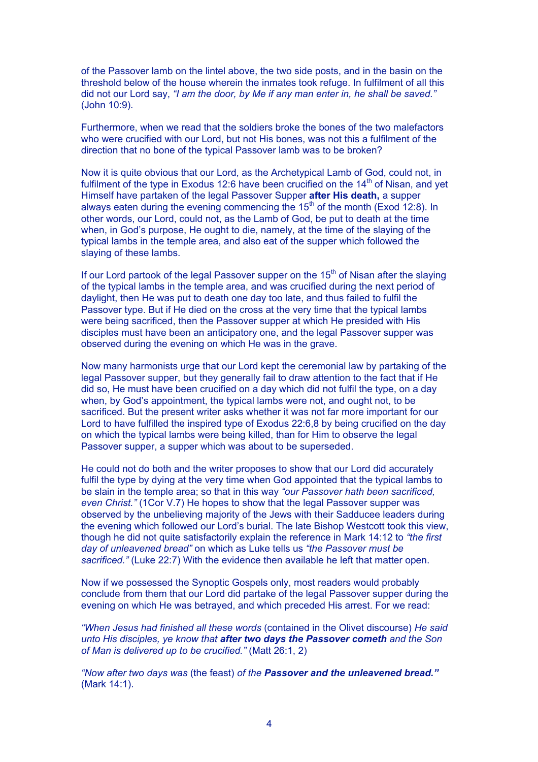of the Passover lamb on the lintel above, the two side posts, and in the basin on the threshold below of the house wherein the inmates took refuge. In fulfilment of all this did not our Lord say, *"I am the door, by Me if any man enter in, he shall be saved."* (John 10:9).

Furthermore, when we read that the soldiers broke the bones of the two malefactors who were crucified with our Lord, but not His bones, was not this a fulfilment of the direction that no bone of the typical Passover lamb was to be broken?

Now it is quite obvious that our Lord, as the Archetypical Lamb of God, could not, in fulfilment of the type in Exodus 12:6 have been crucified on the 14th of Nisan, and yet Himself have partaken of the legal Passover Supper **after His death,** a supper always eaten during the evening commencing the 15th of the month (Exod 12:8). In other words, our Lord, could not, as the Lamb of God, be put to death at the time when, in God's purpose, He ought to die, namely, at the time of the slaying of the typical lambs in the temple area, and also eat of the supper which followed the slaying of these lambs.

If our Lord partook of the legal Passover supper on the 15th of Nisan after the slaying of the typical lambs in the temple area, and was crucified during the next period of daylight, then He was put to death one day too late, and thus failed to fulfil the Passover type. But if He died on the cross at the very time that the typical lambs were being sacrificed, then the Passover supper at which He presided with His disciples must have been an anticipatory one, and the legal Passover supper was observed during the evening on which He was in the grave.

Now many harmonists urge that our Lord kept the ceremonial law by partaking of the legal Passover supper, but they generally fail to draw attention to the fact that if He did so, He must have been crucified on a day which did not fulfil the type, on a day when, by God's appointment, the typical lambs were not, and ought not, to be sacrificed. But the present writer asks whether it was not far more important for our Lord to have fulfilled the inspired type of Exodus 22:6,8 by being crucified on the day on which the typical lambs were being killed, than for Him to observe the legal Passover supper, a supper which was about to be superseded.

He could not do both and the writer proposes to show that our Lord did accurately fulfil the type by dying at the very time when God appointed that the typical lambs to be slain in the temple area; so that in this way *"our Passover hath been sacrificed, even Christ."* (1Cor V.7) He hopes to show that the legal Passover supper was observed by the unbelieving majority of the Jews with their Sadducee leaders during the evening which followed our Lord's burial. The late Bishop Westcott took this view, though he did not quite satisfactorily explain the reference in Mark 14:12 to *"the first day of unleavened bread"* on which as Luke tells us *"the Passover must be sacrificed."* (Luke 22:7) With the evidence then available he left that matter open.

Now if we possessed the Synoptic Gospels only, most readers would probably conclude from them that our Lord did partake of the legal Passover supper during the evening on which He was betrayed, and which preceded His arrest. For we read:

*"When Jesus had finished all these words* (contained in the Olivet discourse) *He said unto His disciples, ye know that* ***after two days the Passover cometh*** *and the Son of Man is delivered up to be crucified."* (Matt 26:1, 2)

*"Now after two days was* (the feast) *of the* ***Passover and the unleavened bread."*** (Mark 14:1).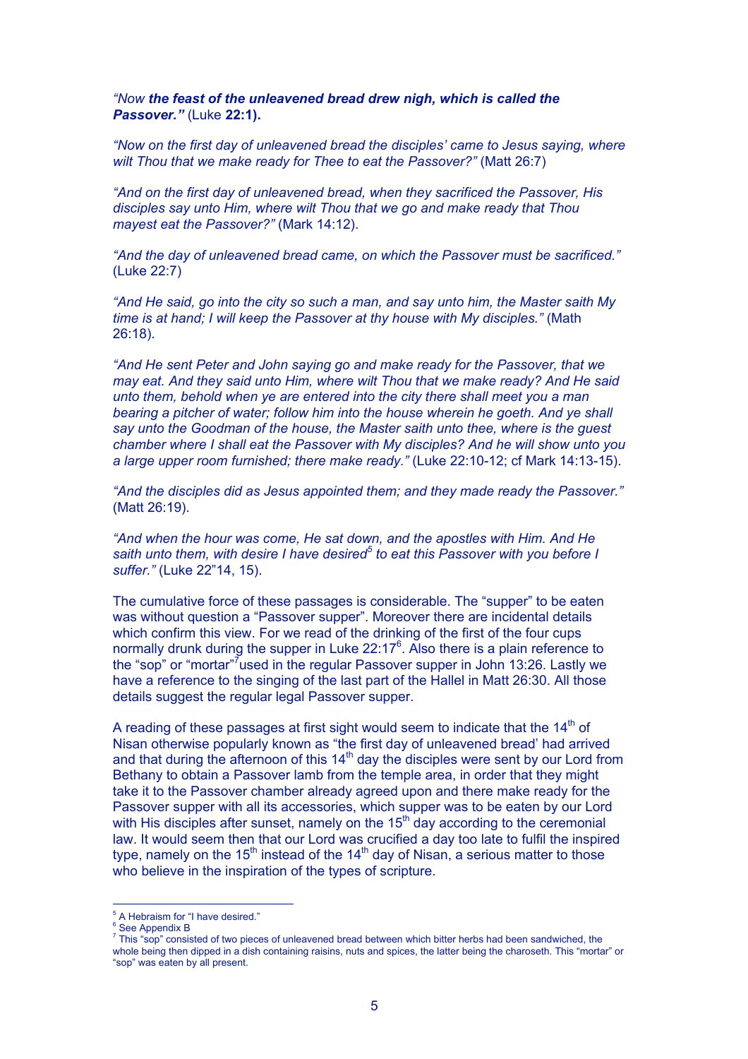*"Now **the feast of the unleavened bread drew nigh, which is called the Passover."*** (Luke **22:1).**

*"Now on the first day of unleavened bread the disciples' came to Jesus saying, where wilt Thou that we make ready for Thee to eat the Passover?"* (Matt 26:7)

*"And on the first day of unleavened bread, when they sacrificed the Passover, His disciples say unto Him, where wilt Thou that we go and make ready that Thou mayest eat the Passover?"* (Mark 14:12).

*"And the day of unleavened bread came, on which the Passover must be sacrificed."* (Luke 22:7)

*"And He said, go into the city so such a man, and say unto him, the Master saith My time is at hand; I will keep the Passover at thy house with My disciples."* (Math 26:18).

*"And He sent Peter and John saying go and make ready for the Passover, that we may eat. And they said unto Him, where wilt Thou that we make ready? And He said unto them, behold when ye are entered into the city there shall meet you a man bearing a pitcher of water; follow him into the house wherein he goeth. And ye shall say unto the Goodman of the house, the Master saith unto thee, where is the guest chamber where I shall eat the Passover with My disciples? And he will show unto you a large upper room furnished; there make ready."* (Luke 22:10-12; cf Mark 14:13-15).

*"And the disciples did as Jesus appointed them; and they made ready the Passover."* (Matt 26:19).

*"And when the hour was come, He sat down, and the apostles with Him. And He saith unto them, with desire I have desired*[5] *to eat this Passover with you before I suffer."* (Luke 22"14, 15).

The cumulative force of these passages is considerable. The "supper" to be eaten was without question a "Passover supper". Moreover there are incidental details which confirm this view. For we read of the drinking of the first of the four cups normally drunk during the supper in Luke 22:17[6]. Also there is a plain reference to the "sop" or "mortar"[7] used in the regular Passover supper in John 13:26. Lastly we have a reference to the singing of the last part of the Hallel in Matt 26:30. All those details suggest the regular legal Passover supper.

A reading of these passages at first sight would seem to indicate that the 14th of Nisan otherwise popularly known as "the first day of unleavened bread' had arrived and that during the afternoon of this 14th day the disciples were sent by our Lord from Bethany to obtain a Passover lamb from the temple area, in order that they might take it to the Passover chamber already agreed upon and there make ready for the Passover supper with all its accessories, which supper was to be eaten by our Lord with His disciples after sunset, namely on the 15th day according to the ceremonial law. It would seem then that our Lord was crucified a day too late to fulfil the inspired type, namely on the 15th instead of the 14th day of Nisan, a serious matter to those who believe in the inspiration of the types of scripture.

---

[5] A Hebraism for "I have desired."

[6] See Appendix B

[7] This "sop" consisted of two pieces of unleavened bread between which bitter herbs had been sandwiched, the whole being then dipped in a dish containing raisins, nuts and spices, the latter being the charoseth. This "mortar" or "sop" was eaten by all present.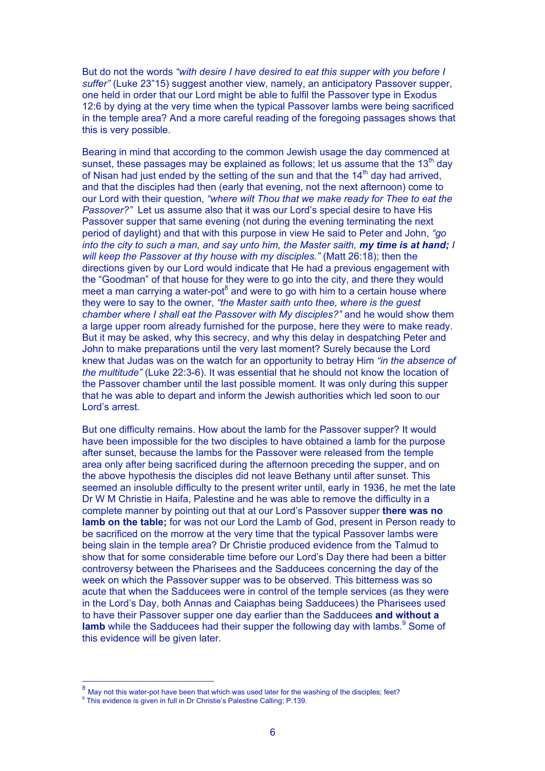But do not the words *"with desire I have desired to eat this supper with you before I suffer"* (Luke 23"15) suggest another view, namely, an anticipatory Passover supper, one held in order that our Lord might be able to fulfil the Passover type in Exodus 12:6 by dying at the very time when the typical Passover lambs were being sacrificed in the temple area? And a more careful reading of the foregoing passages shows that this is very possible.

Bearing in mind that according to the common Jewish usage the day commenced at sunset, these passages may be explained as follows; let us assume that the 13th day of Nisan had just ended by the setting of the sun and that the 14th day had arrived, and that the disciples had then (early that evening, not the next afternoon) come to our Lord with their question, *"where wilt Thou that we make ready for Thee to eat the Passover?"* Let us assume also that it was our Lord's special desire to have His Passover supper that same evening (not during the evening terminating the next period of daylight) and that with this purpose in view He said to Peter and John, *"go into the city to such a man, and say unto him, the Master saith,* ***my time is at hand;*** *I will keep the Passover at thy house with my disciples."* (Matt 26:18); then the directions given by our Lord would indicate that He had a previous engagement with the "Goodman" of that house for they were to go into the city, and there they would meet a man carrying a water-pot[8] and were to go with him to a certain house where they were to say to the owner, *"the Master saith unto thee, where is the guest chamber where I shall eat the Passover with My disciples?"* and he would show them a large upper room already furnished for the purpose, here they were to make ready. But it may be asked, why this secrecy, and why this delay in despatching Peter and John to make preparations until the very last moment? Surely because the Lord knew that Judas was on the watch for an opportunity to betray Him *"in the absence of the multitude"* (Luke 22:3-6). It was essential that he should not know the location of the Passover chamber until the last possible moment. It was only during this supper that he was able to depart and inform the Jewish authorities which led soon to our Lord's arrest.

But one difficulty remains. How about the lamb for the Passover supper? It would have been impossible for the two disciples to have obtained a lamb for the purpose after sunset, because the lambs for the Passover were released from the temple area only after being sacrificed during the afternoon preceding the supper, and on the above hypothesis the disciples did not leave Bethany until after sunset. This seemed an insoluble difficulty to the present writer until, early in 1936, he met the late Dr W M Christie in Haifa, Palestine and he was able to remove the difficulty in a complete manner by pointing out that at our Lord's Passover supper **there was no lamb on the table;** for was not our Lord the Lamb of God, present in Person ready to be sacrificed on the morrow at the very time that the typical Passover lambs were being slain in the temple area? Dr Christie produced evidence from the Talmud to show that for some considerable time before our Lord's Day there had been a bitter controversy between the Pharisees and the Sadducees concerning the day of the week on which the Passover supper was to be observed. This bitterness was so acute that when the Sadducees were in control of the temple services (as they were in the Lord's Day, both Annas and Caiaphas being Sadducees) the Pharisees used to have their Passover supper one day earlier than the Sadducees **and without a lamb** while the Sadducees had their supper the following day with lambs.[9] Some of this evidence will be given later.

---

[8] May not this water-pot have been that which was used later for the washing of the disciples; feet?

[9] This evidence is given in full in Dr Christie's Palestine Calling; P.139.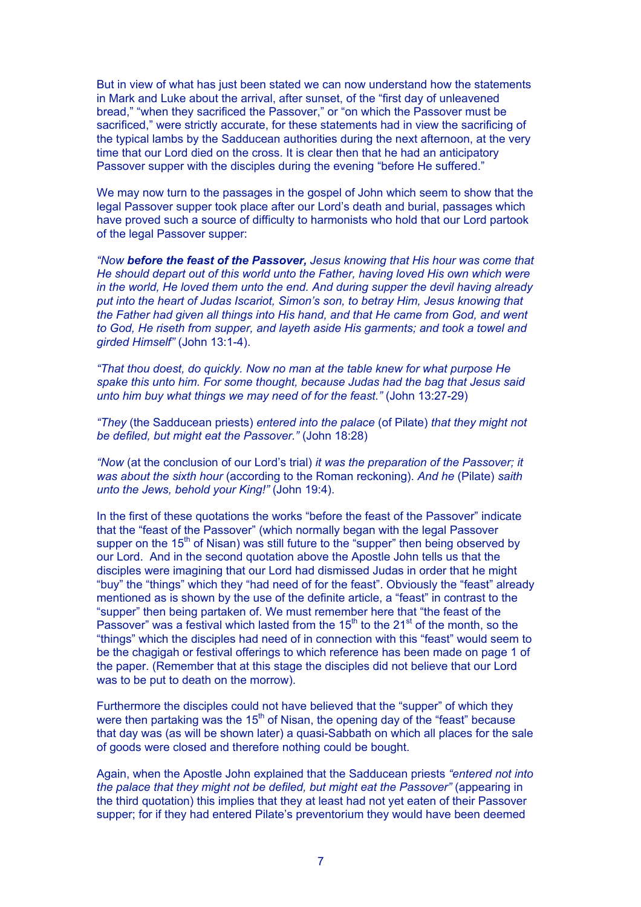But in view of what has just been stated we can now understand how the statements in Mark and Luke about the arrival, after sunset, of the "first day of unleavened bread," "when they sacrificed the Passover," or "on which the Passover must be sacrificed," were strictly accurate, for these statements had in view the sacrificing of the typical lambs by the Sadducean authorities during the next afternoon, at the very time that our Lord died on the cross. It is clear then that he had an anticipatory Passover supper with the disciples during the evening "before He suffered."

We may now turn to the passages in the gospel of John which seem to show that the legal Passover supper took place after our Lord's death and burial, passages which have proved such a source of difficulty to harmonists who hold that our Lord partook of the legal Passover supper:

*"Now **before the feast of the Passover,** Jesus knowing that His hour was come that He should depart out of this world unto the Father, having loved His own which were in the world, He loved them unto the end. And during supper the devil having already put into the heart of Judas Iscariot, Simon's son, to betray Him, Jesus knowing that the Father had given all things into His hand, and that He came from God, and went to God, He riseth from supper, and layeth aside His garments; and took a towel and girded Himself"* (John 13:1-4).

*"That thou doest, do quickly. Now no man at the table knew for what purpose He spake this unto him. For some thought, because Judas had the bag that Jesus said unto him buy what things we may need of for the feast."* (John 13:27-29)

*"They* (the Sadducean priests) *entered into the palace* (of Pilate) *that they might not be defiled, but might eat the Passover."* (John 18:28)

*"Now* (at the conclusion of our Lord's trial) *it was the preparation of the Passover; it was about the sixth hour* (according to the Roman reckoning). *And he* (Pilate) *saith unto the Jews, behold your King!"* (John 19:4).

In the first of these quotations the works "before the feast of the Passover" indicate that the "feast of the Passover" (which normally began with the legal Passover supper on the 15th of Nisan) was still future to the "supper" then being observed by our Lord. And in the second quotation above the Apostle John tells us that the disciples were imagining that our Lord had dismissed Judas in order that he might "buy" the "things" which they "had need of for the feast". Obviously the "feast" already mentioned as is shown by the use of the definite article, a "feast" in contrast to the "supper" then being partaken of. We must remember here that "the feast of the Passover" was a festival which lasted from the 15th to the 21st of the month, so the "things" which the disciples had need of in connection with this "feast" would seem to be the chagigah or festival offerings to which reference has been made on page 1 of the paper. (Remember that at this stage the disciples did not believe that our Lord was to be put to death on the morrow).

Furthermore the disciples could not have believed that the "supper" of which they were then partaking was the 15th of Nisan, the opening day of the "feast" because that day was (as will be shown later) a quasi-Sabbath on which all places for the sale of goods were closed and therefore nothing could be bought.

Again, when the Apostle John explained that the Sadducean priests *"entered not into the palace that they might not be defiled, but might eat the Passover"* (appearing in the third quotation) this implies that they at least had not yet eaten of their Passover supper; for if they had entered Pilate's preventorium they would have been deemed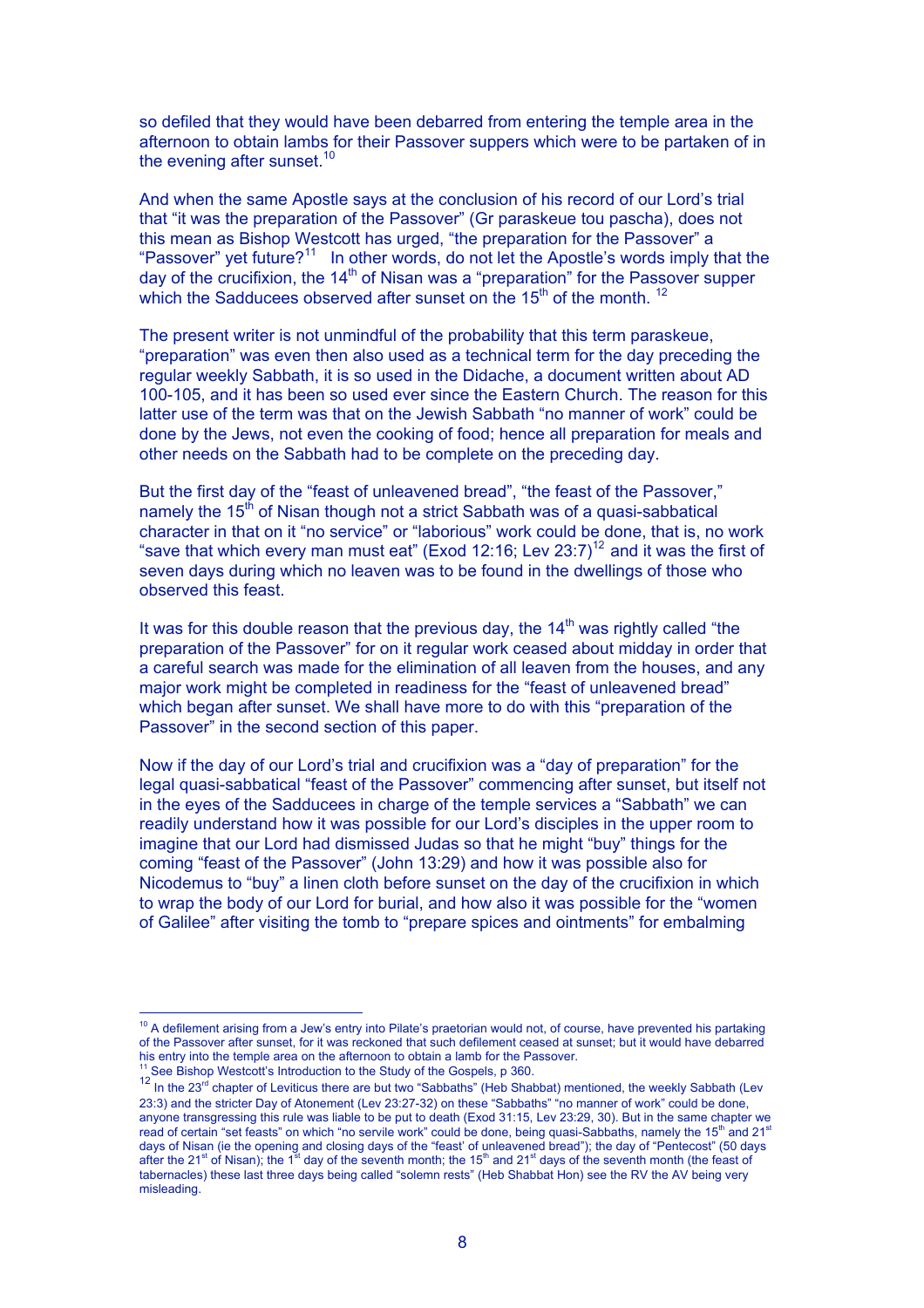so defiled that they would have been debarred from entering the temple area in the afternoon to obtain lambs for their Passover suppers which were to be partaken of in the evening after sunset.[10]

And when the same Apostle says at the conclusion of his record of our Lord's trial that "it was the preparation of the Passover" (Gr paraskeue tou pascha), does not this mean as Bishop Westcott has urged, "the preparation for the Passover" a "Passover" yet future?[11] In other words, do not let the Apostle's words imply that the day of the crucifixion, the 14th of Nisan was a "preparation" for the Passover supper which the Sadducees observed after sunset on the 15th of the month. [12]

The present writer is not unmindful of the probability that this term paraskeue, "preparation" was even then also used as a technical term for the day preceding the regular weekly Sabbath, it is so used in the Didache, a document written about AD 100-105, and it has been so used ever since the Eastern Church. The reason for this latter use of the term was that on the Jewish Sabbath "no manner of work" could be done by the Jews, not even the cooking of food; hence all preparation for meals and other needs on the Sabbath had to be complete on the preceding day.

But the first day of the "feast of unleavened bread", "the feast of the Passover," namely the 15th of Nisan though not a strict Sabbath was of a quasi-sabbatical character in that on it "no service" or "laborious" work could be done, that is, no work "save that which every man must eat" (Exod 12:16; Lev 23:7)[12] and it was the first of seven days during which no leaven was to be found in the dwellings of those who observed this feast.

It was for this double reason that the previous day, the 14th was rightly called "the preparation of the Passover" for on it regular work ceased about midday in order that a careful search was made for the elimination of all leaven from the houses, and any major work might be completed in readiness for the "feast of unleavened bread" which began after sunset. We shall have more to do with this "preparation of the Passover" in the second section of this paper.

Now if the day of our Lord's trial and crucifixion was a "day of preparation" for the legal quasi-sabbatical "feast of the Passover" commencing after sunset, but itself not in the eyes of the Sadducees in charge of the temple services a "Sabbath" we can readily understand how it was possible for our Lord's disciples in the upper room to imagine that our Lord had dismissed Judas so that he might "buy" things for the coming "feast of the Passover" (John 13:29) and how it was possible also for Nicodemus to "buy" a linen cloth before sunset on the day of the crucifixion in which to wrap the body of our Lord for burial, and how also it was possible for the "women of Galilee" after visiting the tomb to "prepare spices and ointments" for embalming

---

[10] A defilement arising from a Jew's entry into Pilate's praetorian would not, of course, have prevented his partaking of the Passover after sunset, for it was reckoned that such defilement ceased at sunset; but it would have debarred his entry into the temple area on the afternoon to obtain a lamb for the Passover.

[11] See Bishop Westcott's Introduction to the Study of the Gospels, p 360.

[12] In the 23rd chapter of Leviticus there are but two "Sabbaths" (Heb Shabbat) mentioned, the weekly Sabbath (Lev 23:3) and the stricter Day of Atonement (Lev 23:27-32) on these "Sabbaths" "no manner of work" could be done, anyone transgressing this rule was liable to be put to death (Exod 31:15, Lev 23:29, 30). But in the same chapter we read of certain "set feasts" on which "no servile work" could be done, being quasi-Sabbaths, namely the 15th and 21st days of Nisan (ie the opening and closing days of the 'feast' of unleavened bread"); the day of "Pentecost" (50 days after the 21st of Nisan); the 1st day of the seventh month; the 15th and 21st days of the seventh month (the feast of tabernacles) these last three days being called "solemn rests" (Heb Shabbat Hon) see the RV the AV being very misleading.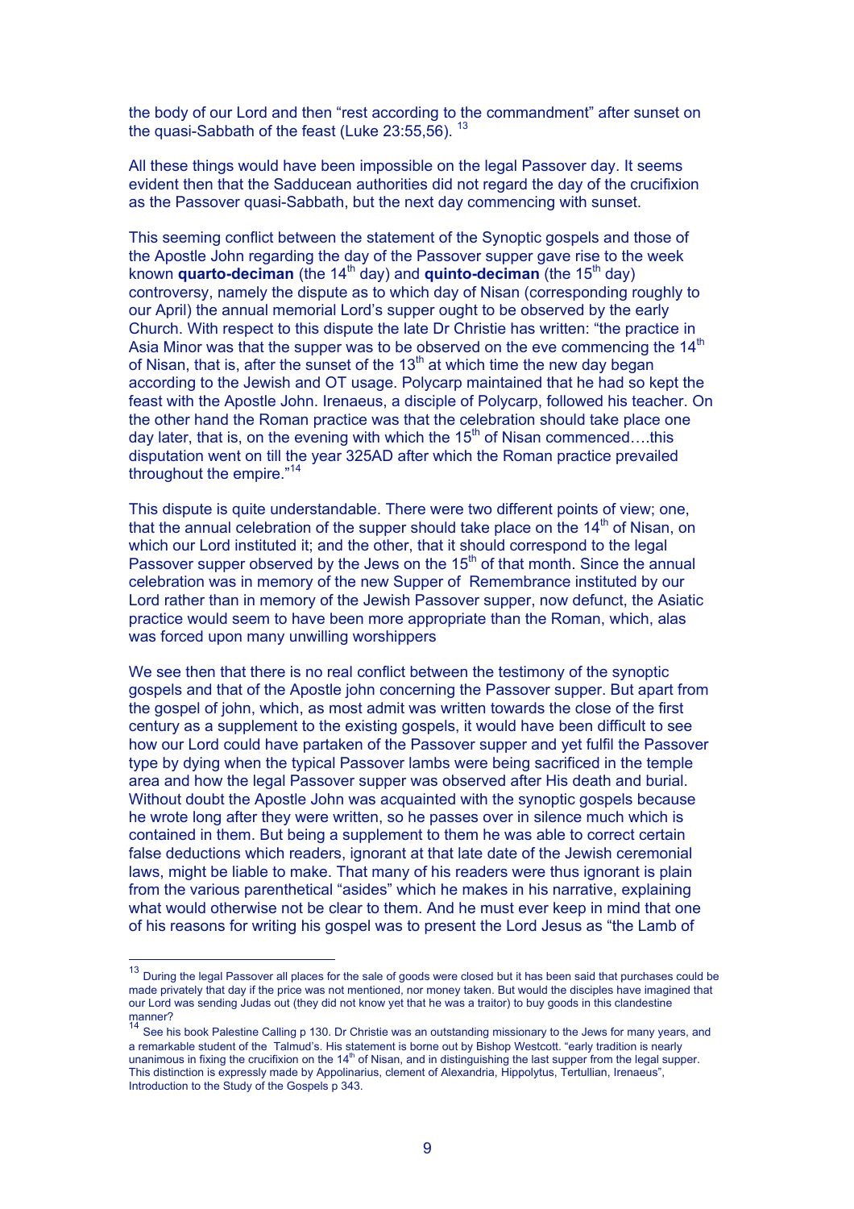the body of our Lord and then "rest according to the commandment" after sunset on the quasi-Sabbath of the feast (Luke 23:55,56). [13]

All these things would have been impossible on the legal Passover day. It seems evident then that the Sadducean authorities did not regard the day of the crucifixion as the Passover quasi-Sabbath, but the next day commencing with sunset.

This seeming conflict between the statement of the Synoptic gospels and those of the Apostle John regarding the day of the Passover supper gave rise to the week known **quarto-deciman** (the 14th day) and **quinto-deciman** (the 15th day) controversy, namely the dispute as to which day of Nisan (corresponding roughly to our April) the annual memorial Lord's supper ought to be observed by the early Church. With respect to this dispute the late Dr Christie has written: "the practice in Asia Minor was that the supper was to be observed on the eve commencing the 14th of Nisan, that is, after the sunset of the 13th at which time the new day began according to the Jewish and OT usage. Polycarp maintained that he had so kept the feast with the Apostle John. Irenaeus, a disciple of Polycarp, followed his teacher. On the other hand the Roman practice was that the celebration should take place one day later, that is, on the evening with which the 15th of Nisan commenced….this disputation went on till the year 325AD after which the Roman practice prevailed throughout the empire."[14]

This dispute is quite understandable. There were two different points of view; one, that the annual celebration of the supper should take place on the 14th of Nisan, on which our Lord instituted it; and the other, that it should correspond to the legal Passover supper observed by the Jews on the 15th of that month. Since the annual celebration was in memory of the new Supper of Remembrance instituted by our Lord rather than in memory of the Jewish Passover supper, now defunct, the Asiatic practice would seem to have been more appropriate than the Roman, which, alas was forced upon many unwilling worshippers

We see then that there is no real conflict between the testimony of the synoptic gospels and that of the Apostle john concerning the Passover supper. But apart from the gospel of john, which, as most admit was written towards the close of the first century as a supplement to the existing gospels, it would have been difficult to see how our Lord could have partaken of the Passover supper and yet fulfil the Passover type by dying when the typical Passover lambs were being sacrificed in the temple area and how the legal Passover supper was observed after His death and burial. Without doubt the Apostle John was acquainted with the synoptic gospels because he wrote long after they were written, so he passes over in silence much which is contained in them. But being a supplement to them he was able to correct certain false deductions which readers, ignorant at that late date of the Jewish ceremonial laws, might be liable to make. That many of his readers were thus ignorant is plain from the various parenthetical "asides" which he makes in his narrative, explaining what would otherwise not be clear to them. And he must ever keep in mind that one of his reasons for writing his gospel was to present the Lord Jesus as "the Lamb of

---

[13] During the legal Passover all places for the sale of goods were closed but it has been said that purchases could be made privately that day if the price was not mentioned, nor money taken. But would the disciples have imagined that our Lord was sending Judas out (they did not know yet that he was a traitor) to buy goods in this clandestine manner?

[14] See his book Palestine Calling p 130. Dr Christie was an outstanding missionary to the Jews for many years, and a remarkable student of the Talmud's. His statement is borne out by Bishop Westcott. "early tradition is nearly unanimous in fixing the crucifixion on the 14th of Nisan, and in distinguishing the last supper from the legal supper. This distinction is expressly made by Appolinarius, clement of Alexandria, Hippolytus, Tertullian, Irenaeus", Introduction to the Study of the Gospels p 343.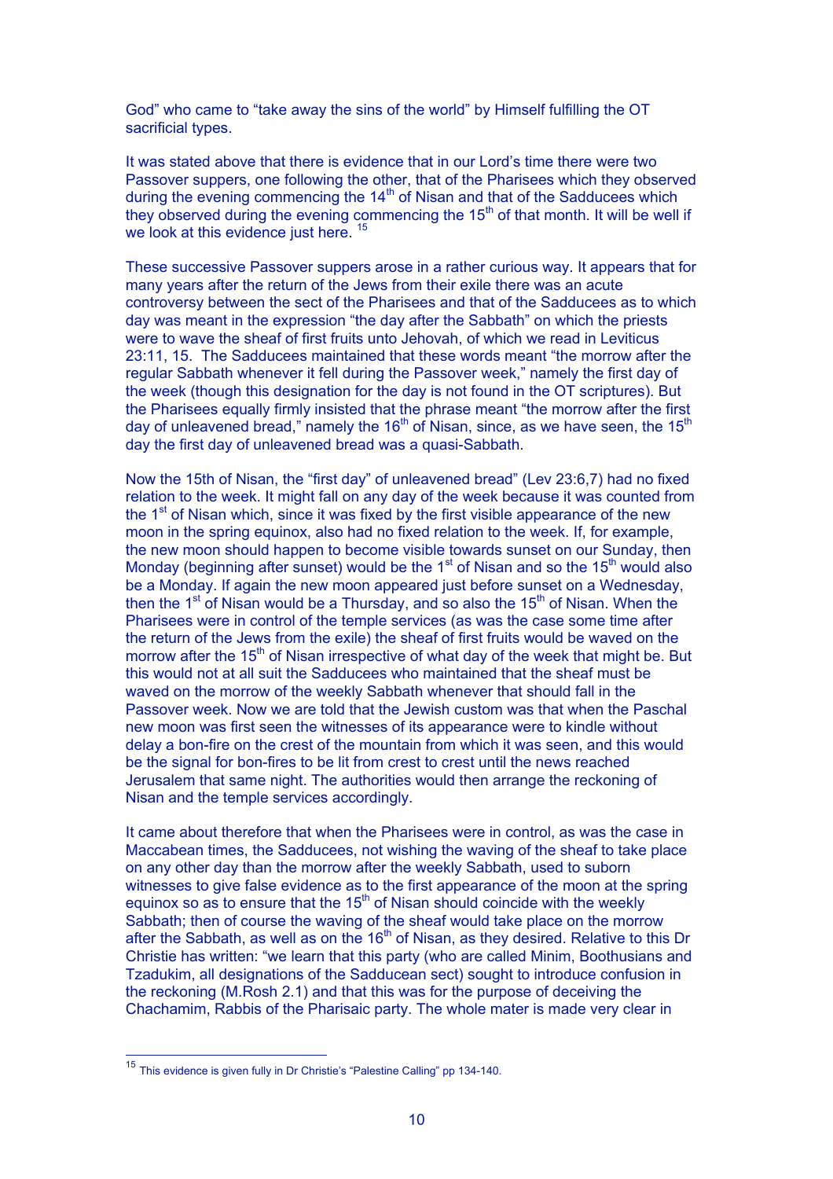God" who came to "take away the sins of the world" by Himself fulfilling the OT sacrificial types.

It was stated above that there is evidence that in our Lord's time there were two Passover suppers, one following the other, that of the Pharisees which they observed during the evening commencing the 14th of Nisan and that of the Sadducees which they observed during the evening commencing the 15th of that month. It will be well if we look at this evidence just here. [15]

These successive Passover suppers arose in a rather curious way. It appears that for many years after the return of the Jews from their exile there was an acute controversy between the sect of the Pharisees and that of the Sadducees as to which day was meant in the expression "the day after the Sabbath" on which the priests were to wave the sheaf of first fruits unto Jehovah, of which we read in Leviticus 23:11, 15. The Sadducees maintained that these words meant "the morrow after the regular Sabbath whenever it fell during the Passover week," namely the first day of the week (though this designation for the day is not found in the OT scriptures). But the Pharisees equally firmly insisted that the phrase meant "the morrow after the first day of unleavened bread," namely the 16th of Nisan, since, as we have seen, the 15th day the first day of unleavened bread was a quasi-Sabbath.

Now the 15th of Nisan, the "first day" of unleavened bread" (Lev 23:6,7) had no fixed relation to the week. It might fall on any day of the week because it was counted from the 1st of Nisan which, since it was fixed by the first visible appearance of the new moon in the spring equinox, also had no fixed relation to the week. If, for example, the new moon should happen to become visible towards sunset on our Sunday, then Monday (beginning after sunset) would be the 1st of Nisan and so the 15th would also be a Monday. If again the new moon appeared just before sunset on a Wednesday, then the 1st of Nisan would be a Thursday, and so also the 15th of Nisan. When the Pharisees were in control of the temple services (as was the case some time after the return of the Jews from the exile) the sheaf of first fruits would be waved on the morrow after the 15th of Nisan irrespective of what day of the week that might be. But this would not at all suit the Sadducees who maintained that the sheaf must be waved on the morrow of the weekly Sabbath whenever that should fall in the Passover week. Now we are told that the Jewish custom was that when the Paschal new moon was first seen the witnesses of its appearance were to kindle without delay a bon-fire on the crest of the mountain from which it was seen, and this would be the signal for bon-fires to be lit from crest to crest until the news reached Jerusalem that same night. The authorities would then arrange the reckoning of Nisan and the temple services accordingly.

It came about therefore that when the Pharisees were in control, as was the case in Maccabean times, the Sadducees, not wishing the waving of the sheaf to take place on any other day than the morrow after the weekly Sabbath, used to suborn witnesses to give false evidence as to the first appearance of the moon at the spring equinox so as to ensure that the 15th of Nisan should coincide with the weekly Sabbath; then of course the waving of the sheaf would take place on the morrow after the Sabbath, as well as on the 16th of Nisan, as they desired. Relative to this Dr Christie has written: "we learn that this party (who are called Minim, Boothusians and Tzadukim, all designations of the Sadducean sect) sought to introduce confusion in the reckoning (M.Rosh 2.1) and that this was for the purpose of deceiving the Chachamim, Rabbis of the Pharisaic party. The whole mater is made very clear in

[15] This evidence is given fully in Dr Christie's "Palestine Calling" pp 134-140.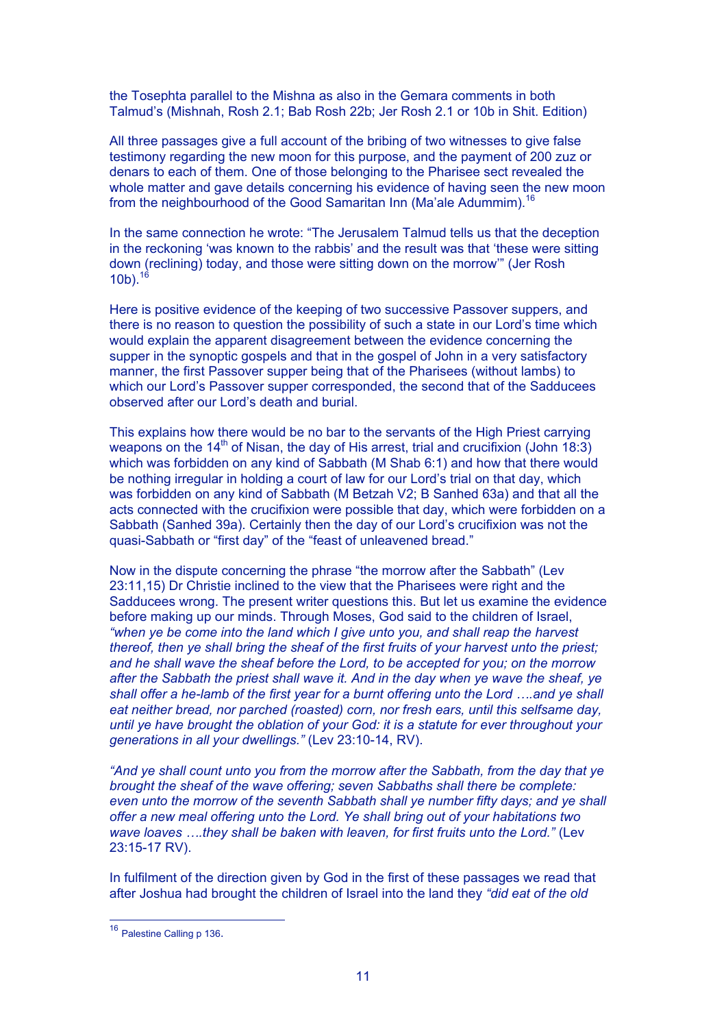the Tosephta parallel to the Mishna as also in the Gemara comments in both Talmud's (Mishnah, Rosh 2.1; Bab Rosh 22b; Jer Rosh 2.1 or 10b in Shit. Edition)

All three passages give a full account of the bribing of two witnesses to give false testimony regarding the new moon for this purpose, and the payment of 200 zuz or denars to each of them. One of those belonging to the Pharisee sect revealed the whole matter and gave details concerning his evidence of having seen the new moon from the neighbourhood of the Good Samaritan Inn (Ma'ale Adummim).[16]

In the same connection he wrote: "The Jerusalem Talmud tells us that the deception in the reckoning 'was known to the rabbis' and the result was that 'these were sitting down (reclining) today, and those were sitting down on the morrow'" (Jer Rosh 10b).[16]

Here is positive evidence of the keeping of two successive Passover suppers, and there is no reason to question the possibility of such a state in our Lord's time which would explain the apparent disagreement between the evidence concerning the supper in the synoptic gospels and that in the gospel of John in a very satisfactory manner, the first Passover supper being that of the Pharisees (without lambs) to which our Lord's Passover supper corresponded, the second that of the Sadducees observed after our Lord's death and burial.

This explains how there would be no bar to the servants of the High Priest carrying weapons on the 14th of Nisan, the day of His arrest, trial and crucifixion (John 18:3) which was forbidden on any kind of Sabbath (M Shab 6:1) and how that there would be nothing irregular in holding a court of law for our Lord's trial on that day, which was forbidden on any kind of Sabbath (M Betzah V2; B Sanhed 63a) and that all the acts connected with the crucifixion were possible that day, which were forbidden on a Sabbath (Sanhed 39a). Certainly then the day of our Lord's crucifixion was not the quasi-Sabbath or "first day" of the "feast of unleavened bread."

Now in the dispute concerning the phrase "the morrow after the Sabbath" (Lev 23:11,15) Dr Christie inclined to the view that the Pharisees were right and the Sadducees wrong. The present writer questions this. But let us examine the evidence before making up our minds. Through Moses, God said to the children of Israel, *"when ye be come into the land which I give unto you, and shall reap the harvest thereof, then ye shall bring the sheaf of the first fruits of your harvest unto the priest; and he shall wave the sheaf before the Lord, to be accepted for you; on the morrow after the Sabbath the priest shall wave it. And in the day when ye wave the sheaf, ye shall offer a he-lamb of the first year for a burnt offering unto the Lord ….and ye shall eat neither bread, nor parched (roasted) corn, nor fresh ears, until this selfsame day, until ye have brought the oblation of your God: it is a statute for ever throughout your generations in all your dwellings."* (Lev 23:10-14, RV).

*"And ye shall count unto you from the morrow after the Sabbath, from the day that ye brought the sheaf of the wave offering; seven Sabbaths shall there be complete: even unto the morrow of the seventh Sabbath shall ye number fifty days; and ye shall offer a new meal offering unto the Lord. Ye shall bring out of your habitations two wave loaves ….they shall be baken with leaven, for first fruits unto the Lord."* (Lev 23:15-17 RV).

In fulfilment of the direction given by God in the first of these passages we read that after Joshua had brought the children of Israel into the land they *"did eat of the old*

---

[16] Palestine Calling p 136.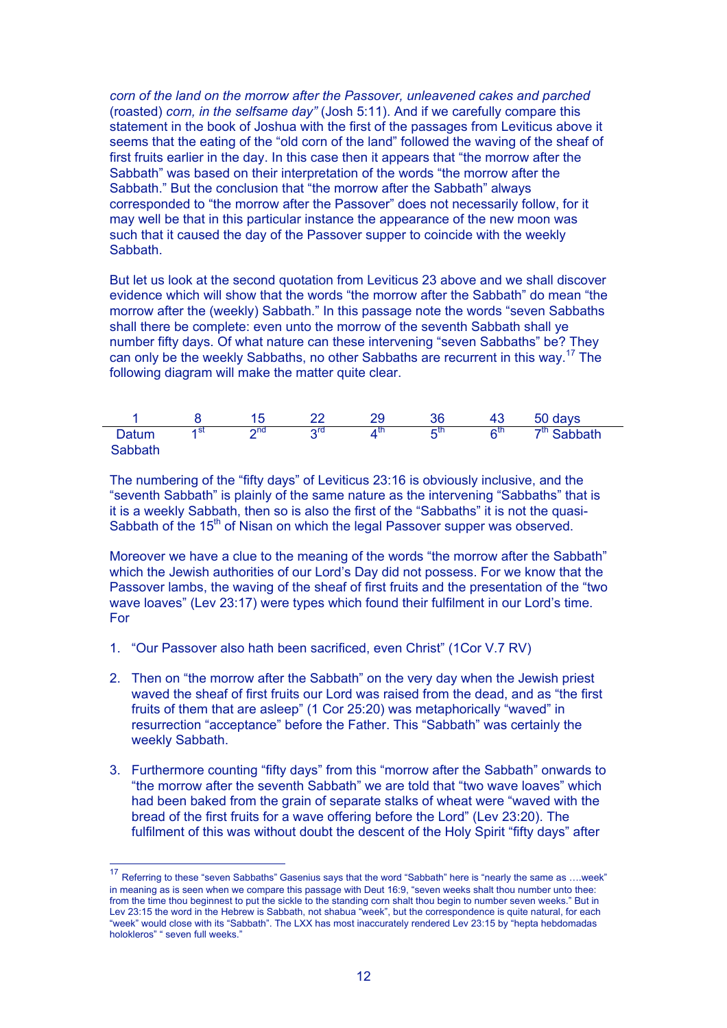*corn of the land on the morrow after the Passover, unleavened cakes and parched* (roasted) *corn, in the selfsame day"* (Josh 5:11). And if we carefully compare this statement in the book of Joshua with the first of the passages from Leviticus above it seems that the eating of the "old corn of the land" followed the waving of the sheaf of first fruits earlier in the day. In this case then it appears that "the morrow after the Sabbath" was based on their interpretation of the words "the morrow after the Sabbath." But the conclusion that "the morrow after the Sabbath" always corresponded to "the morrow after the Passover" does not necessarily follow, for it may well be that in this particular instance the appearance of the new moon was such that it caused the day of the Passover supper to coincide with the weekly Sabbath.

But let us look at the second quotation from Leviticus 23 above and we shall discover evidence which will show that the words "the morrow after the Sabbath" do mean "the morrow after the (weekly) Sabbath." In this passage note the words "seven Sabbaths shall there be complete: even unto the morrow of the seventh Sabbath shall ye number fifty days. Of what nature can these intervening "seven Sabbaths" be? They can only be the weekly Sabbaths, no other Sabbaths are recurrent in this way.[17] The following diagram will make the matter quite clear.

| 1 | 8 | 15 | 22 | 29 | 36 | 43 | 50 days |
|---|---|---|---|---|---|---|---|
| Datum Sabbath | 1st | 2nd | 3rd | 4th | 5th | 6th | 7th Sabbath |

The numbering of the "fifty days" of Leviticus 23:16 is obviously inclusive, and the "seventh Sabbath" is plainly of the same nature as the intervening "Sabbaths" that is it is a weekly Sabbath, then so is also the first of the "Sabbaths" it is not the quasi-Sabbath of the 15th of Nisan on which the legal Passover supper was observed.

Moreover we have a clue to the meaning of the words "the morrow after the Sabbath" which the Jewish authorities of our Lord's Day did not possess. For we know that the Passover lambs, the waving of the sheaf of first fruits and the presentation of the "two wave loaves" (Lev 23:17) were types which found their fulfilment in our Lord's time. For

1. "Our Passover also hath been sacrificed, even Christ" (1Cor V.7 RV)

2. Then on "the morrow after the Sabbath" on the very day when the Jewish priest waved the sheaf of first fruits our Lord was raised from the dead, and as "the first fruits of them that are asleep" (1 Cor 25:20) was metaphorically "waved" in resurrection "acceptance" before the Father. This "Sabbath" was certainly the weekly Sabbath.

3. Furthermore counting "fifty days" from this "morrow after the Sabbath" onwards to "the morrow after the seventh Sabbath" we are told that "two wave loaves" which had been baked from the grain of separate stalks of wheat were "waved with the bread of the first fruits for a wave offering before the Lord" (Lev 23:20). The fulfilment of this was without doubt the descent of the Holy Spirit "fifty days" after

---

[17] Referring to these "seven Sabbaths" Gasenius says that the word "Sabbath" here is "nearly the same as ….week" in meaning as is seen when we compare this passage with Deut 16:9, "seven weeks shalt thou number unto thee: from the time thou beginnest to put the sickle to the standing corn shalt thou begin to number seven weeks." But in Lev 23:15 the word in the Hebrew is Sabbath, not shabua "week", but the correspondence is quite natural, for each "week" would close with its "Sabbath". The LXX has most inaccurately rendered Lev 23:15 by "hepta hebdomadas holokleros" " seven full weeks."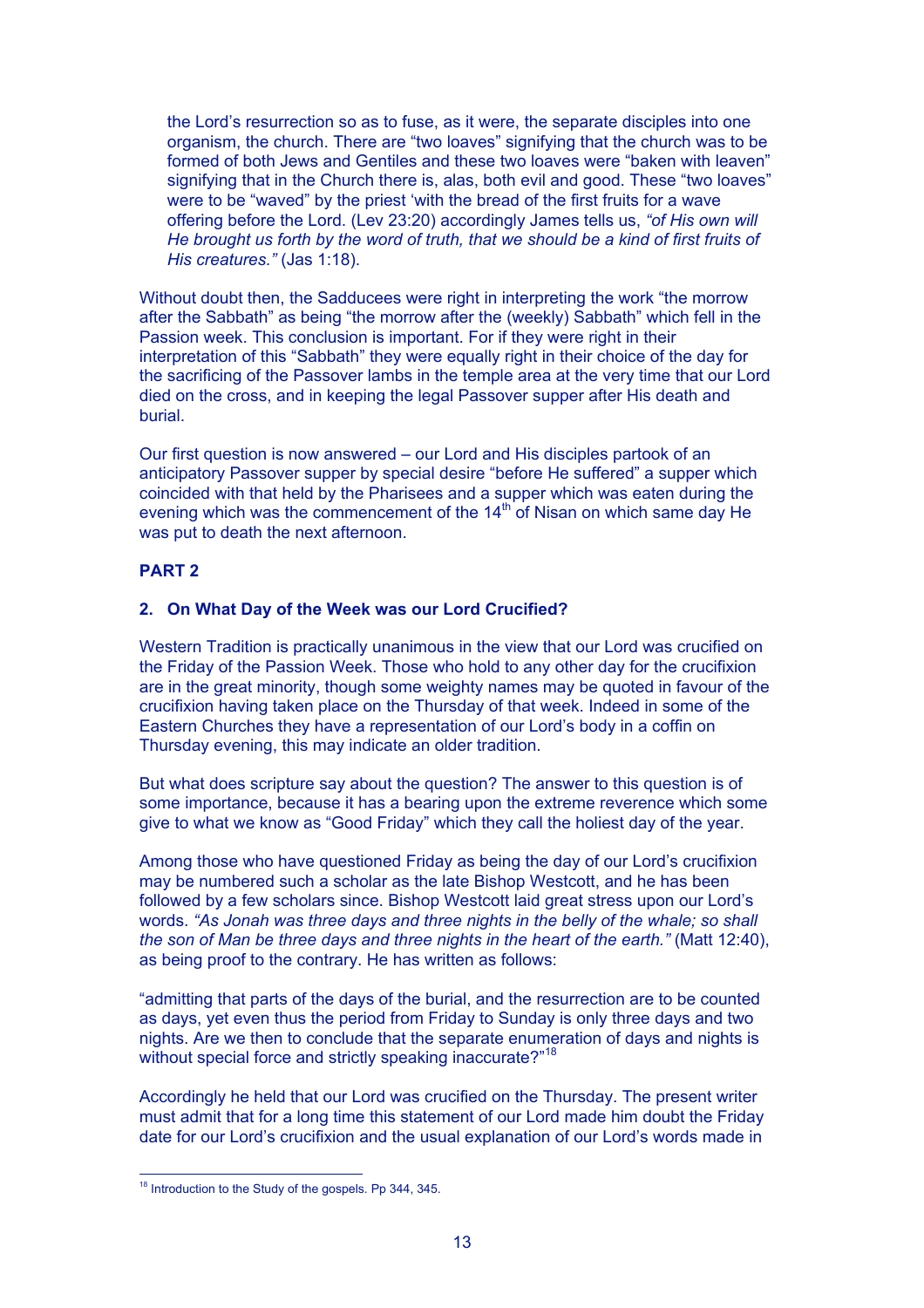the Lord's resurrection so as to fuse, as it were, the separate disciples into one organism, the church. There are "two loaves" signifying that the church was to be formed of both Jews and Gentiles and these two loaves were "baken with leaven" signifying that in the Church there is, alas, both evil and good. These "two loaves" were to be "waved" by the priest 'with the bread of the first fruits for a wave offering before the Lord. (Lev 23:20) accordingly James tells us, *"of His own will He brought us forth by the word of truth, that we should be a kind of first fruits of His creatures."* (Jas 1:18).

Without doubt then, the Sadducees were right in interpreting the work "the morrow after the Sabbath" as being "the morrow after the (weekly) Sabbath" which fell in the Passion week. This conclusion is important. For if they were right in their interpretation of this "Sabbath" they were equally right in their choice of the day for the sacrificing of the Passover lambs in the temple area at the very time that our Lord died on the cross, and in keeping the legal Passover supper after His death and burial.

Our first question is now answered – our Lord and His disciples partook of an anticipatory Passover supper by special desire "before He suffered" a supper which coincided with that held by the Pharisees and a supper which was eaten during the evening which was the commencement of the 14th of Nisan on which same day He was put to death the next afternoon.

**PART 2**

## 2. On What Day of the Week was our Lord Crucified?

Western Tradition is practically unanimous in the view that our Lord was crucified on the Friday of the Passion Week. Those who hold to any other day for the crucifixion are in the great minority, though some weighty names may be quoted in favour of the crucifixion having taken place on the Thursday of that week. Indeed in some of the Eastern Churches they have a representation of our Lord's body in a coffin on Thursday evening, this may indicate an older tradition.

But what does scripture say about the question? The answer to this question is of some importance, because it has a bearing upon the extreme reverence which some give to what we know as "Good Friday" which they call the holiest day of the year.

Among those who have questioned Friday as being the day of our Lord's crucifixion may be numbered such a scholar as the late Bishop Westcott, and he has been followed by a few scholars since. Bishop Westcott laid great stress upon our Lord's words. *"As Jonah was three days and three nights in the belly of the whale; so shall the son of Man be three days and three nights in the heart of the earth."* (Matt 12:40), as being proof to the contrary. He has written as follows:

"admitting that parts of the days of the burial, and the resurrection are to be counted as days, yet even thus the period from Friday to Sunday is only three days and two nights. Are we then to conclude that the separate enumeration of days and nights is without special force and strictly speaking inaccurate?"[18]

Accordingly he held that our Lord was crucified on the Thursday. The present writer must admit that for a long time this statement of our Lord made him doubt the Friday date for our Lord's crucifixion and the usual explanation of our Lord's words made in

[18] Introduction to the Study of the gospels. Pp 344, 345.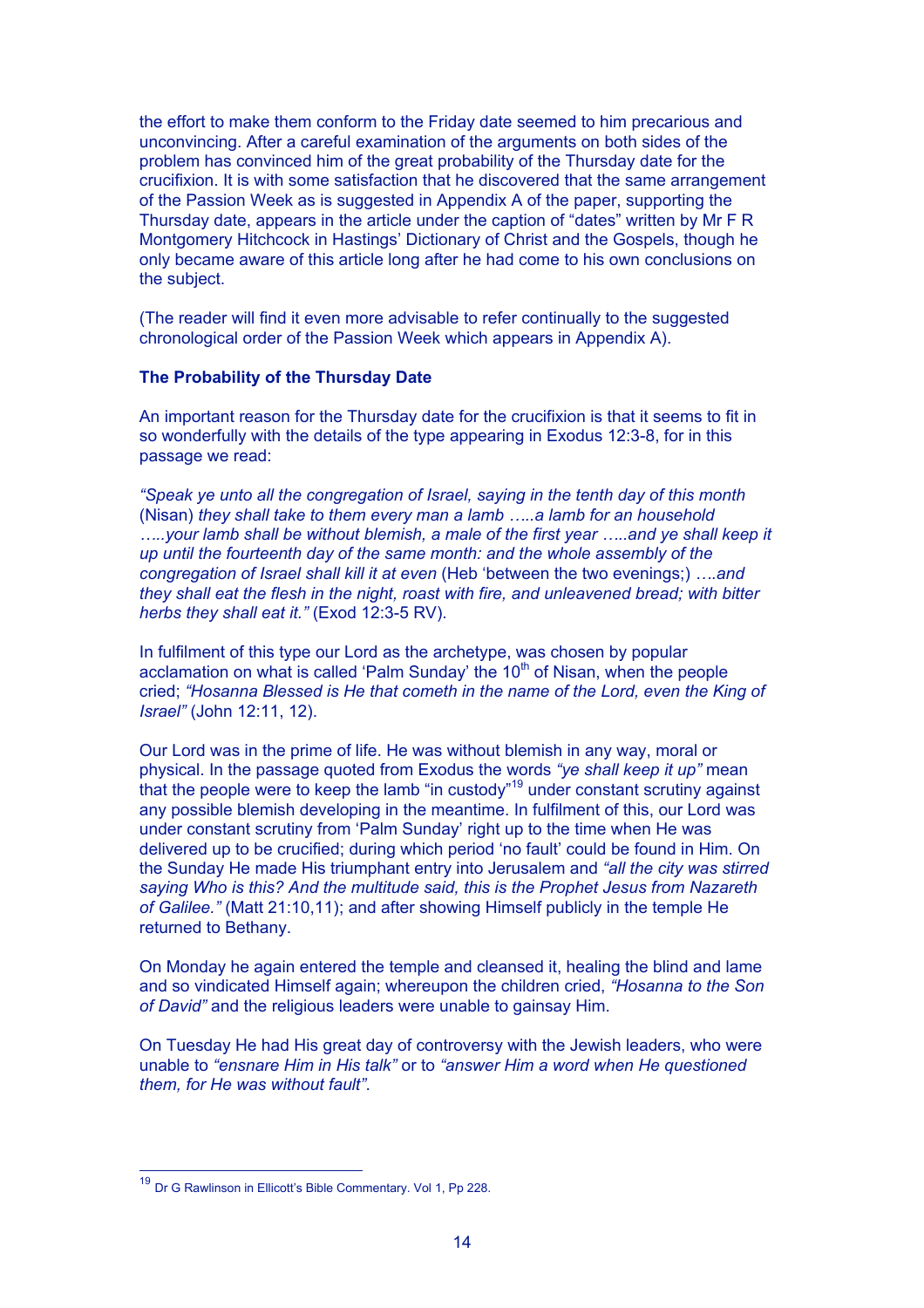the effort to make them conform to the Friday date seemed to him precarious and unconvincing. After a careful examination of the arguments on both sides of the problem has convinced him of the great probability of the Thursday date for the crucifixion. It is with some satisfaction that he discovered that the same arrangement of the Passion Week as is suggested in Appendix A of the paper, supporting the Thursday date, appears in the article under the caption of "dates" written by Mr F R Montgomery Hitchcock in Hastings' Dictionary of Christ and the Gospels, though he only became aware of this article long after he had come to his own conclusions on the subject.

(The reader will find it even more advisable to refer continually to the suggested chronological order of the Passion Week which appears in Appendix A).

**The Probability of the Thursday Date**

An important reason for the Thursday date for the crucifixion is that it seems to fit in so wonderfully with the details of the type appearing in Exodus 12:3-8, for in this passage we read:

*"Speak ye unto all the congregation of Israel, saying in the tenth day of this month* (Nisan) *they shall take to them every man a lamb …..a lamb for an household …..your lamb shall be without blemish, a male of the first year …..and ye shall keep it up until the fourteenth day of the same month: and the whole assembly of the congregation of Israel shall kill it at even* (Heb 'between the two evenings;) *….and they shall eat the flesh in the night, roast with fire, and unleavened bread; with bitter herbs they shall eat it."* (Exod 12:3-5 RV).

In fulfilment of this type our Lord as the archetype, was chosen by popular acclamation on what is called 'Palm Sunday' the 10th of Nisan, when the people cried; *"Hosanna Blessed is He that cometh in the name of the Lord, even the King of Israel"* (John 12:11, 12).

Our Lord was in the prime of life. He was without blemish in any way, moral or physical. In the passage quoted from Exodus the words *"ye shall keep it up"* mean that the people were to keep the lamb "in custody"[19] under constant scrutiny against any possible blemish developing in the meantime. In fulfilment of this, our Lord was under constant scrutiny from 'Palm Sunday' right up to the time when He was delivered up to be crucified; during which period 'no fault' could be found in Him. On the Sunday He made His triumphant entry into Jerusalem and *"all the city was stirred saying Who is this? And the multitude said, this is the Prophet Jesus from Nazareth of Galilee."* (Matt 21:10,11); and after showing Himself publicly in the temple He returned to Bethany.

On Monday he again entered the temple and cleansed it, healing the blind and lame and so vindicated Himself again; whereupon the children cried, *"Hosanna to the Son of David"* and the religious leaders were unable to gainsay Him.

On Tuesday He had His great day of controversy with the Jewish leaders, who were unable to *"ensnare Him in His talk"* or to *"answer Him a word when He questioned them, for He was without fault"*.

---

[19] Dr G Rawlinson in Ellicott's Bible Commentary. Vol 1, Pp 228.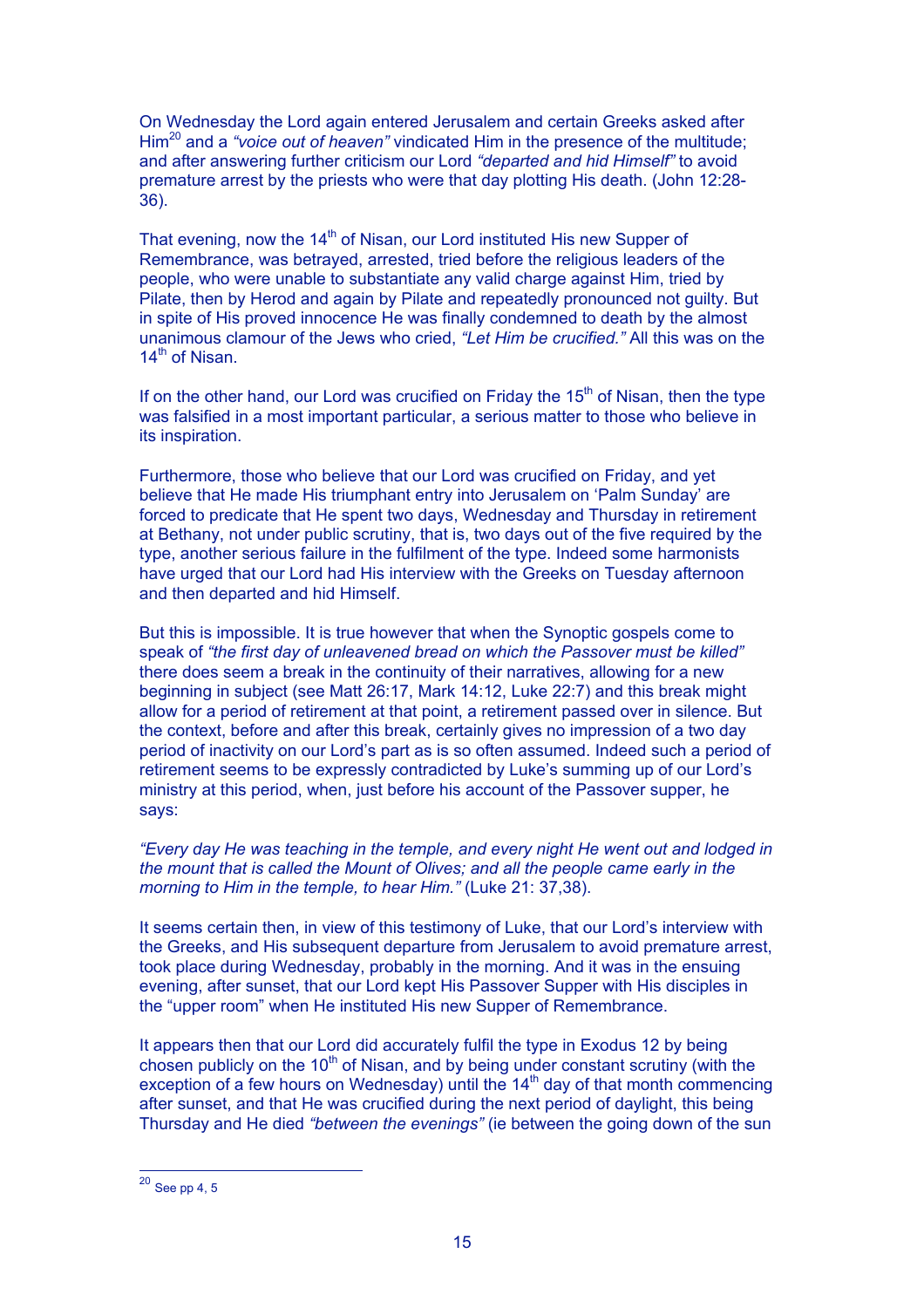On Wednesday the Lord again entered Jerusalem and certain Greeks asked after Him[20] and a *"voice out of heaven"* vindicated Him in the presence of the multitude; and after answering further criticism our Lord *"departed and hid Himself"* to avoid premature arrest by the priests who were that day plotting His death. (John 12:28-36).

That evening, now the 14th of Nisan, our Lord instituted His new Supper of Remembrance, was betrayed, arrested, tried before the religious leaders of the people, who were unable to substantiate any valid charge against Him, tried by Pilate, then by Herod and again by Pilate and repeatedly pronounced not guilty. But in spite of His proved innocence He was finally condemned to death by the almost unanimous clamour of the Jews who cried, *"Let Him be crucified."* All this was on the 14th of Nisan.

If on the other hand, our Lord was crucified on Friday the 15th of Nisan, then the type was falsified in a most important particular, a serious matter to those who believe in its inspiration.

Furthermore, those who believe that our Lord was crucified on Friday, and yet believe that He made His triumphant entry into Jerusalem on 'Palm Sunday' are forced to predicate that He spent two days, Wednesday and Thursday in retirement at Bethany, not under public scrutiny, that is, two days out of the five required by the type, another serious failure in the fulfilment of the type. Indeed some harmonists have urged that our Lord had His interview with the Greeks on Tuesday afternoon and then departed and hid Himself.

But this is impossible. It is true however that when the Synoptic gospels come to speak of *"the first day of unleavened bread on which the Passover must be killed"* there does seem a break in the continuity of their narratives, allowing for a new beginning in subject (see Matt 26:17, Mark 14:12, Luke 22:7) and this break might allow for a period of retirement at that point, a retirement passed over in silence. But the context, before and after this break, certainly gives no impression of a two day period of inactivity on our Lord's part as is so often assumed. Indeed such a period of retirement seems to be expressly contradicted by Luke's summing up of our Lord's ministry at this period, when, just before his account of the Passover supper, he says:

*"Every day He was teaching in the temple, and every night He went out and lodged in the mount that is called the Mount of Olives; and all the people came early in the morning to Him in the temple, to hear Him."* (Luke 21: 37,38).

It seems certain then, in view of this testimony of Luke, that our Lord's interview with the Greeks, and His subsequent departure from Jerusalem to avoid premature arrest, took place during Wednesday, probably in the morning. And it was in the ensuing evening, after sunset, that our Lord kept His Passover Supper with His disciples in the "upper room" when He instituted His new Supper of Remembrance.

It appears then that our Lord did accurately fulfil the type in Exodus 12 by being chosen publicly on the 10th of Nisan, and by being under constant scrutiny (with the exception of a few hours on Wednesday) until the 14th day of that month commencing after sunset, and that He was crucified during the next period of daylight, this being Thursday and He died *"between the evenings"* (ie between the going down of the sun

[20] See pp 4, 5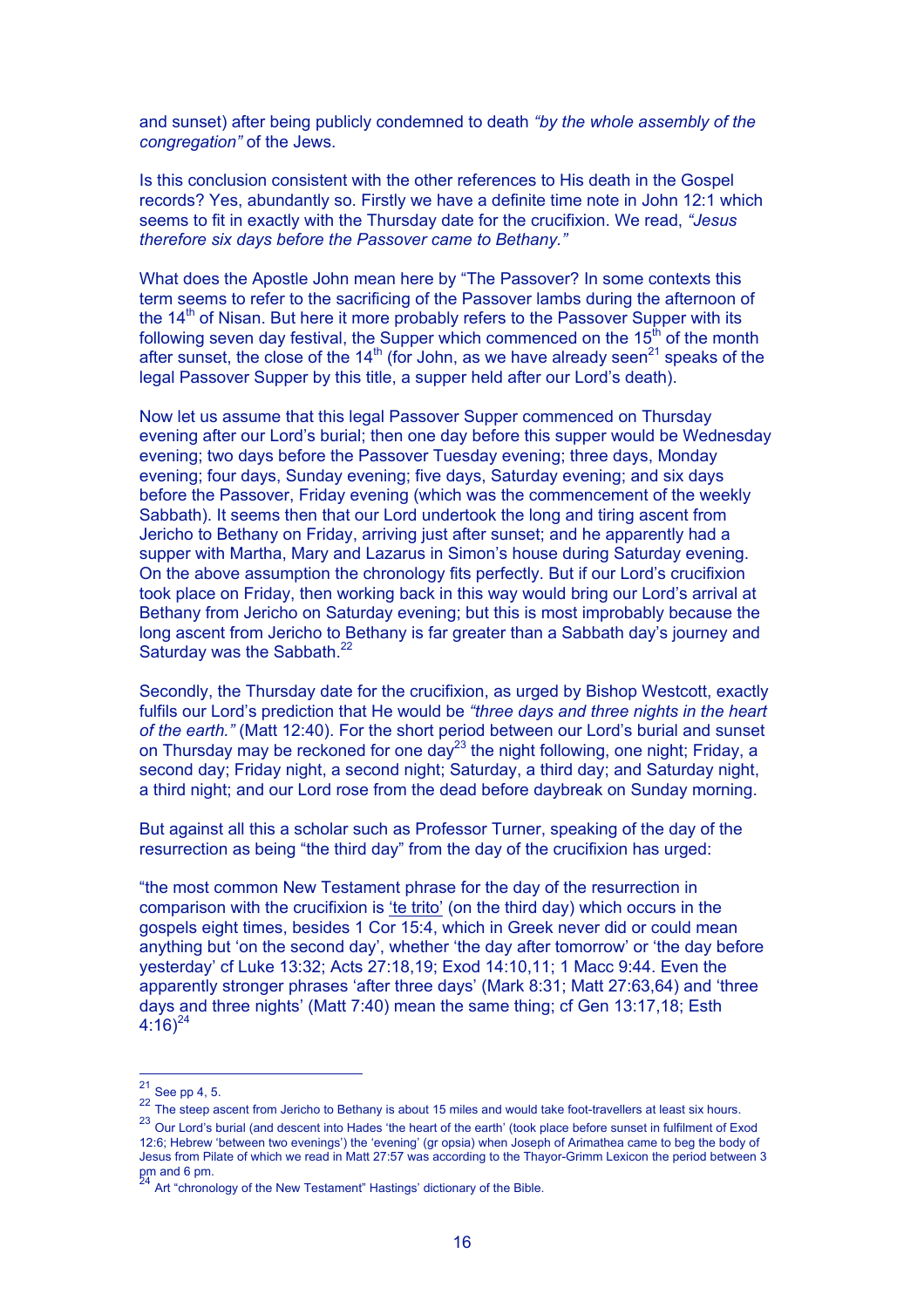and sunset) after being publicly condemned to death *"by the whole assembly of the congregation"* of the Jews.

Is this conclusion consistent with the other references to His death in the Gospel records? Yes, abundantly so. Firstly we have a definite time note in John 12:1 which seems to fit in exactly with the Thursday date for the crucifixion. We read, *"Jesus therefore six days before the Passover came to Bethany."*

What does the Apostle John mean here by "The Passover? In some contexts this term seems to refer to the sacrificing of the Passover lambs during the afternoon of the 14th of Nisan. But here it more probably refers to the Passover Supper with its following seven day festival, the Supper which commenced on the 15th of the month after sunset, the close of the 14th (for John, as we have already seen[21] speaks of the legal Passover Supper by this title, a supper held after our Lord's death).

Now let us assume that this legal Passover Supper commenced on Thursday evening after our Lord's burial; then one day before this supper would be Wednesday evening; two days before the Passover Tuesday evening; three days, Monday evening; four days, Sunday evening; five days, Saturday evening; and six days before the Passover, Friday evening (which was the commencement of the weekly Sabbath). It seems then that our Lord undertook the long and tiring ascent from Jericho to Bethany on Friday, arriving just after sunset; and he apparently had a supper with Martha, Mary and Lazarus in Simon's house during Saturday evening. On the above assumption the chronology fits perfectly. But if our Lord's crucifixion took place on Friday, then working back in this way would bring our Lord's arrival at Bethany from Jericho on Saturday evening; but this is most improbably because the long ascent from Jericho to Bethany is far greater than a Sabbath day's journey and Saturday was the Sabbath.[22]

Secondly, the Thursday date for the crucifixion, as urged by Bishop Westcott, exactly fulfils our Lord's prediction that He would be *"three days and three nights in the heart of the earth."* (Matt 12:40). For the short period between our Lord's burial and sunset on Thursday may be reckoned for one day[23] the night following, one night; Friday, a second day; Friday night, a second night; Saturday, a third day; and Saturday night, a third night; and our Lord rose from the dead before daybreak on Sunday morning.

But against all this a scholar such as Professor Turner, speaking of the day of the resurrection as being "the third day" from the day of the crucifixion has urged:

"the most common New Testament phrase for the day of the resurrection in comparison with the crucifixion is 'te trito' (on the third day) which occurs in the gospels eight times, besides 1 Cor 15:4, which in Greek never did or could mean anything but 'on the second day', whether 'the day after tomorrow' or 'the day before yesterday' cf Luke 13:32; Acts 27:18,19; Exod 14:10,11; 1 Macc 9:44. Even the apparently stronger phrases 'after three days' (Mark 8:31; Matt 27:63,64) and 'three days and three nights' (Matt 7:40) mean the same thing; cf Gen 13:17,18; Esth 4:16)[24]

---

[21] See pp 4, 5.

[22] The steep ascent from Jericho to Bethany is about 15 miles and would take foot-travellers at least six hours.

[23] Our Lord's burial (and descent into Hades 'the heart of the earth' (took place before sunset in fulfilment of Exod 12:6; Hebrew 'between two evenings') the 'evening' (gr opsia) when Joseph of Arimathea came to beg the body of Jesus from Pilate of which we read in Matt 27:57 was according to the Thayor-Grimm Lexicon the period between 3 pm and 6 pm.

[24] Art "chronology of the New Testament" Hastings' dictionary of the Bible.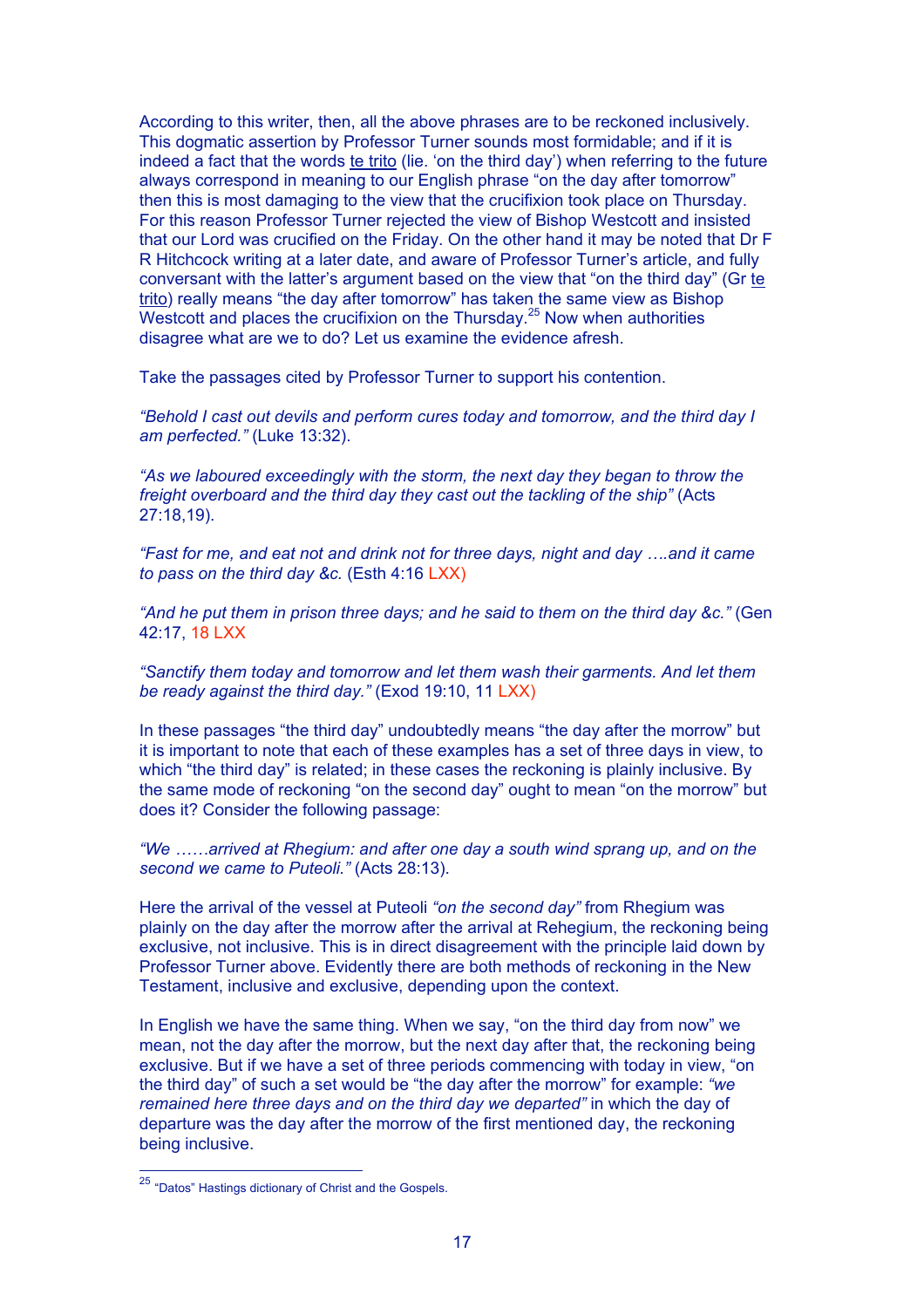According to this writer, then, all the above phrases are to be reckoned inclusively. This dogmatic assertion by Professor Turner sounds most formidable; and if it is indeed a fact that the words te trito (lie. 'on the third day') when referring to the future always correspond in meaning to our English phrase "on the day after tomorrow" then this is most damaging to the view that the crucifixion took place on Thursday. For this reason Professor Turner rejected the view of Bishop Westcott and insisted that our Lord was crucified on the Friday. On the other hand it may be noted that Dr F R Hitchcock writing at a later date, and aware of Professor Turner's article, and fully conversant with the latter's argument based on the view that "on the third day" (Gr te trito) really means "the day after tomorrow" has taken the same view as Bishop Westcott and places the crucifixion on the Thursday.[25] Now when authorities disagree what are we to do? Let us examine the evidence afresh.

Take the passages cited by Professor Turner to support his contention.

*"Behold I cast out devils and perform cures today and tomorrow, and the third day I am perfected."* (Luke 13:32).

*"As we laboured exceedingly with the storm, the next day they began to throw the freight overboard and the third day they cast out the tackling of the ship"* (Acts 27:18,19).

*"Fast for me, and eat not and drink not for three days, night and day ….and it came to pass on the third day &c.* (Esth 4:16 LXX)

*"And he put them in prison three days; and he said to them on the third day &c."* (Gen 42:17, 18 LXX

*"Sanctify them today and tomorrow and let them wash their garments. And let them be ready against the third day."* (Exod 19:10, 11 LXX)

In these passages "the third day" undoubtedly means "the day after the morrow" but it is important to note that each of these examples has a set of three days in view, to which "the third day" is related; in these cases the reckoning is plainly inclusive. By the same mode of reckoning "on the second day" ought to mean "on the morrow" but does it? Consider the following passage:

*"We ……arrived at Rhegium: and after one day a south wind sprang up, and on the second we came to Puteoli."* (Acts 28:13).

Here the arrival of the vessel at Puteoli *"on the second day"* from Rhegium was plainly on the day after the morrow after the arrival at Rehegium, the reckoning being exclusive, not inclusive. This is in direct disagreement with the principle laid down by Professor Turner above. Evidently there are both methods of reckoning in the New Testament, inclusive and exclusive, depending upon the context.

In English we have the same thing. When we say, "on the third day from now" we mean, not the day after the morrow, but the next day after that, the reckoning being exclusive. But if we have a set of three periods commencing with today in view, "on the third day" of such a set would be "the day after the morrow" for example: *"we remained here three days and on the third day we departed"* in which the day of departure was the day after the morrow of the first mentioned day, the reckoning being inclusive.

---

[25] "Datos" Hastings dictionary of Christ and the Gospels.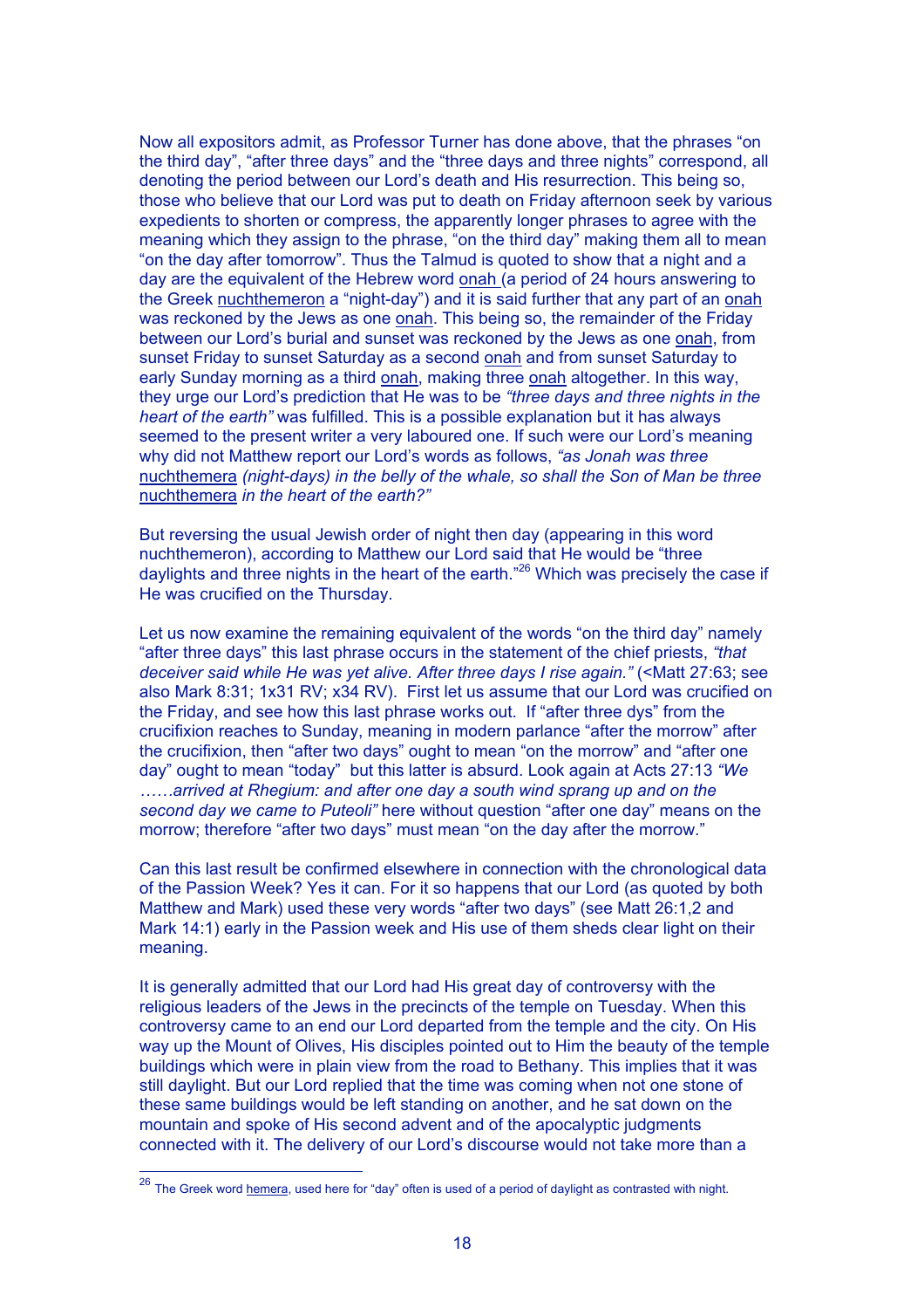Now all expositors admit, as Professor Turner has done above, that the phrases "on the third day", "after three days" and the "three days and three nights" correspond, all denoting the period between our Lord's death and His resurrection. This being so, those who believe that our Lord was put to death on Friday afternoon seek by various expedients to shorten or compress, the apparently longer phrases to agree with the meaning which they assign to the phrase, "on the third day" making them all to mean "on the day after tomorrow". Thus the Talmud is quoted to show that a night and a day are the equivalent of the Hebrew word onah (a period of 24 hours answering to the Greek nuchthemeron a "night-day") and it is said further that any part of an onah was reckoned by the Jews as one onah. This being so, the remainder of the Friday between our Lord's burial and sunset was reckoned by the Jews as one onah, from sunset Friday to sunset Saturday as a second onah and from sunset Saturday to early Sunday morning as a third onah, making three onah altogether. In this way, they urge our Lord's prediction that He was to be *"three days and three nights in the heart of the earth"* was fulfilled. This is a possible explanation but it has always seemed to the present writer a very laboured one. If such were our Lord's meaning why did not Matthew report our Lord's words as follows, *"as Jonah was three nuchthemera (night-days) in the belly of the whale, so shall the Son of Man be three nuchthemera in the heart of the earth?"*

But reversing the usual Jewish order of night then day (appearing in this word nuchthemeron), according to Matthew our Lord said that He would be "three daylights and three nights in the heart of the earth."[26] Which was precisely the case if He was crucified on the Thursday.

Let us now examine the remaining equivalent of the words "on the third day" namely "after three days" this last phrase occurs in the statement of the chief priests, *"that deceiver said while He was yet alive. After three days I rise again."* (<Matt 27:63; see also Mark 8:31; 1x31 RV; x34 RV). First let us assume that our Lord was crucified on the Friday, and see how this last phrase works out. If "after three dys" from the crucifixion reaches to Sunday, meaning in modern parlance "after the morrow" after the crucifixion, then "after two days" ought to mean "on the morrow" and "after one day" ought to mean "today" but this latter is absurd. Look again at Acts 27:13 *"We ……arrived at Rhegium: and after one day a south wind sprang up and on the second day we came to Puteoli"* here without question "after one day" means on the morrow; therefore "after two days" must mean "on the day after the morrow."

Can this last result be confirmed elsewhere in connection with the chronological data of the Passion Week? Yes it can. For it so happens that our Lord (as quoted by both Matthew and Mark) used these very words "after two days" (see Matt 26:1,2 and Mark 14:1) early in the Passion week and His use of them sheds clear light on their meaning.

It is generally admitted that our Lord had His great day of controversy with the religious leaders of the Jews in the precincts of the temple on Tuesday. When this controversy came to an end our Lord departed from the temple and the city. On His way up the Mount of Olives, His disciples pointed out to Him the beauty of the temple buildings which were in plain view from the road to Bethany. This implies that it was still daylight. But our Lord replied that the time was coming when not one stone of these same buildings would be left standing on another, and he sat down on the mountain and spoke of His second advent and of the apocalyptic judgments connected with it. The delivery of our Lord's discourse would not take more than a

[26] The Greek word hemera, used here for "day" often is used of a period of daylight as contrasted with night.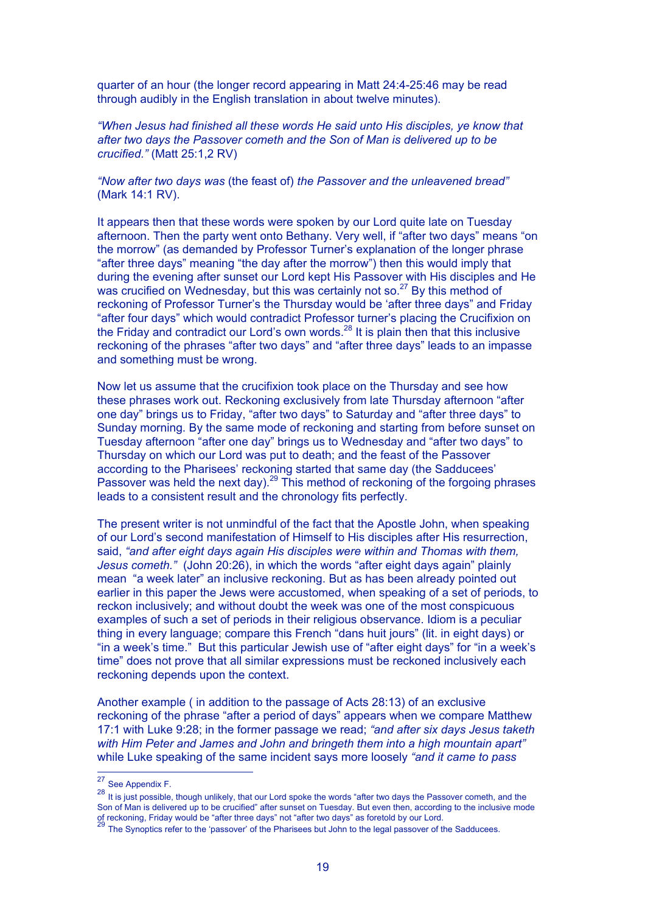quarter of an hour (the longer record appearing in Matt 24:4-25:46 may be read through audibly in the English translation in about twelve minutes).

*"When Jesus had finished all these words He said unto His disciples, ye know that after two days the Passover cometh and the Son of Man is delivered up to be crucified."* (Matt 25:1,2 RV)

*"Now after two days was* (the feast of) *the Passover and the unleavened bread"* (Mark 14:1 RV).

It appears then that these words were spoken by our Lord quite late on Tuesday afternoon. Then the party went onto Bethany. Very well, if "after two days" means "on the morrow" (as demanded by Professor Turner's explanation of the longer phrase "after three days" meaning "the day after the morrow") then this would imply that during the evening after sunset our Lord kept His Passover with His disciples and He was crucified on Wednesday, but this was certainly not so.[27] By this method of reckoning of Professor Turner's the Thursday would be 'after three days" and Friday "after four days" which would contradict Professor turner's placing the Crucifixion on the Friday and contradict our Lord's own words.[28] It is plain then that this inclusive reckoning of the phrases "after two days" and "after three days" leads to an impasse and something must be wrong.

Now let us assume that the crucifixion took place on the Thursday and see how these phrases work out. Reckoning exclusively from late Thursday afternoon "after one day" brings us to Friday, "after two days" to Saturday and "after three days" to Sunday morning. By the same mode of reckoning and starting from before sunset on Tuesday afternoon "after one day" brings us to Wednesday and "after two days" to Thursday on which our Lord was put to death; and the feast of the Passover according to the Pharisees' reckoning started that same day (the Sadducees' Passover was held the next day).[29] This method of reckoning of the forgoing phrases leads to a consistent result and the chronology fits perfectly.

The present writer is not unmindful of the fact that the Apostle John, when speaking of our Lord's second manifestation of Himself to His disciples after His resurrection, said, *"and after eight days again His disciples were within and Thomas with them, Jesus cometh."* (John 20:26), in which the words "after eight days again" plainly mean "a week later" an inclusive reckoning. But as has been already pointed out earlier in this paper the Jews were accustomed, when speaking of a set of periods, to reckon inclusively; and without doubt the week was one of the most conspicuous examples of such a set of periods in their religious observance. Idiom is a peculiar thing in every language; compare this French "dans huit jours" (lit. in eight days) or "in a week's time." But this particular Jewish use of "after eight days" for "in a week's time" does not prove that all similar expressions must be reckoned inclusively each reckoning depends upon the context.

Another example ( in addition to the passage of Acts 28:13) of an exclusive reckoning of the phrase "after a period of days" appears when we compare Matthew 17:1 with Luke 9:28; in the former passage we read; *"and after six days Jesus taketh with Him Peter and James and John and bringeth them into a high mountain apart"* while Luke speaking of the same incident says more loosely *"and it came to pass*

---

[27] See Appendix F.

[28] It is just possible, though unlikely, that our Lord spoke the words "after two days the Passover cometh, and the Son of Man is delivered up to be crucified" after sunset on Tuesday. But even then, according to the inclusive mode of reckoning, Friday would be "after three days" not "after two days" as foretold by our Lord.

[29] The Synoptics refer to the 'passover' of the Pharisees but John to the legal passover of the Sadducees.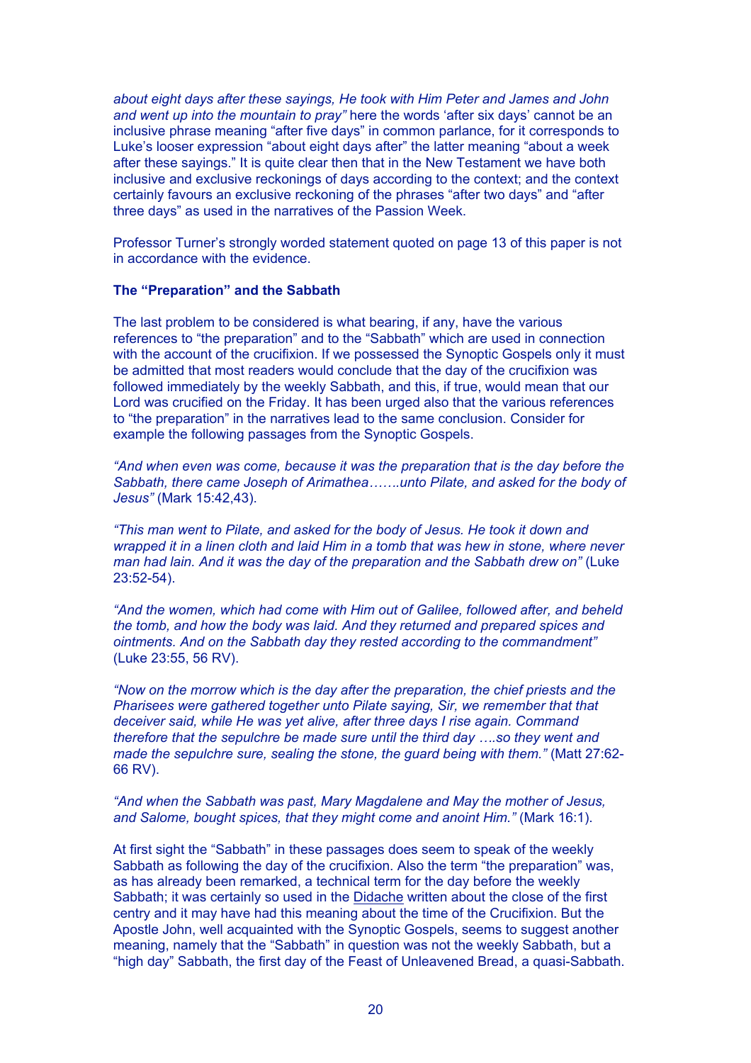*about eight days after these sayings, He took with Him Peter and James and John and went up into the mountain to pray"* here the words 'after six days' cannot be an inclusive phrase meaning "after five days" in common parlance, for it corresponds to Luke's looser expression "about eight days after" the latter meaning "about a week after these sayings." It is quite clear then that in the New Testament we have both inclusive and exclusive reckonings of days according to the context; and the context certainly favours an exclusive reckoning of the phrases "after two days" and "after three days" as used in the narratives of the Passion Week.

Professor Turner's strongly worded statement quoted on page 13 of this paper is not in accordance with the evidence.

**The "Preparation" and the Sabbath**

The last problem to be considered is what bearing, if any, have the various references to "the preparation" and to the "Sabbath" which are used in connection with the account of the crucifixion. If we possessed the Synoptic Gospels only it must be admitted that most readers would conclude that the day of the crucifixion was followed immediately by the weekly Sabbath, and this, if true, would mean that our Lord was crucified on the Friday. It has been urged also that the various references to "the preparation" in the narratives lead to the same conclusion. Consider for example the following passages from the Synoptic Gospels.

*"And when even was come, because it was the preparation that is the day before the Sabbath, there came Joseph of Arimathea…….unto Pilate, and asked for the body of Jesus"* (Mark 15:42,43).

*"This man went to Pilate, and asked for the body of Jesus. He took it down and wrapped it in a linen cloth and laid Him in a tomb that was hew in stone, where never man had lain. And it was the day of the preparation and the Sabbath drew on"* (Luke 23:52-54).

*"And the women, which had come with Him out of Galilee, followed after, and beheld the tomb, and how the body was laid. And they returned and prepared spices and ointments. And on the Sabbath day they rested according to the commandment"* (Luke 23:55, 56 RV).

*"Now on the morrow which is the day after the preparation, the chief priests and the Pharisees were gathered together unto Pilate saying, Sir, we remember that that deceiver said, while He was yet alive, after three days I rise again. Command therefore that the sepulchre be made sure until the third day ….so they went and made the sepulchre sure, sealing the stone, the guard being with them."* (Matt 27:62-66 RV).

*"And when the Sabbath was past, Mary Magdalene and May the mother of Jesus, and Salome, bought spices, that they might come and anoint Him."* (Mark 16:1).

At first sight the "Sabbath" in these passages does seem to speak of the weekly Sabbath as following the day of the crucifixion. Also the term "the preparation" was, as has already been remarked, a technical term for the day before the weekly Sabbath; it was certainly so used in the Didache written about the close of the first centry and it may have had this meaning about the time of the Crucifixion. But the Apostle John, well acquainted with the Synoptic Gospels, seems to suggest another meaning, namely that the "Sabbath" in question was not the weekly Sabbath, but a "high day" Sabbath, the first day of the Feast of Unleavened Bread, a quasi-Sabbath.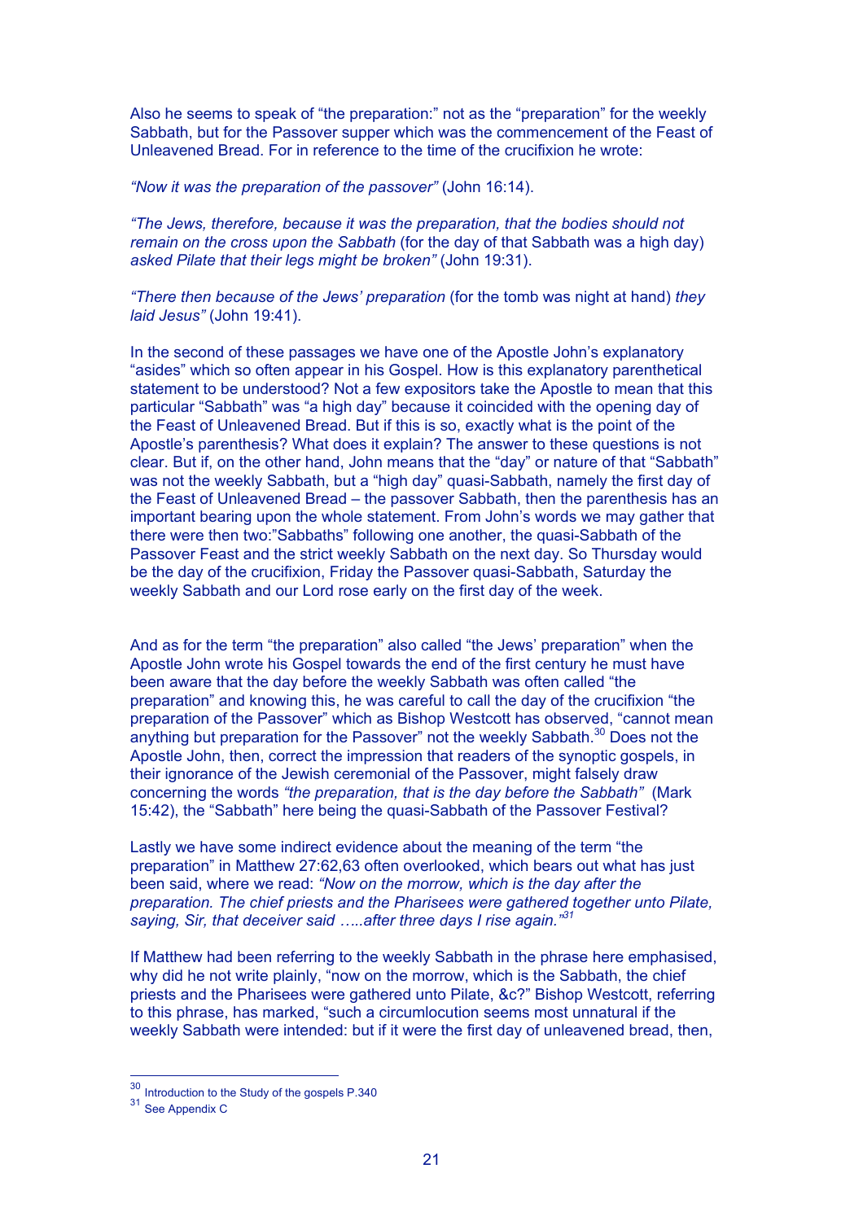Also he seems to speak of “the preparation:” not as the “preparation” for the weekly Sabbath, but for the Passover supper which was the commencement of the Feast of Unleavened Bread. For in reference to the time of the crucifixion he wrote:

*“Now it was the preparation of the passover”* (John 16:14).

*“The Jews, therefore, because it was the preparation, that the bodies should not remain on the cross upon the Sabbath* (for the day of that Sabbath was a high day) *asked Pilate that their legs might be broken”* (John 19:31).

*“There then because of the Jews’ preparation* (for the tomb was night at hand) *they laid Jesus”* (John 19:41).

In the second of these passages we have one of the Apostle John’s explanatory “asides” which so often appear in his Gospel. How is this explanatory parenthetical statement to be understood? Not a few expositors take the Apostle to mean that this particular “Sabbath” was “a high day” because it coincided with the opening day of the Feast of Unleavened Bread. But if this is so, exactly what is the point of the Apostle’s parenthesis? What does it explain? The answer to these questions is not clear. But if, on the other hand, John means that the “day” or nature of that “Sabbath” was not the weekly Sabbath, but a “high day” quasi-Sabbath, namely the first day of the Feast of Unleavened Bread – the passover Sabbath, then the parenthesis has an important bearing upon the whole statement. From John’s words we may gather that there were then two:”Sabbaths” following one another, the quasi-Sabbath of the Passover Feast and the strict weekly Sabbath on the next day. So Thursday would be the day of the crucifixion, Friday the Passover quasi-Sabbath, Saturday the weekly Sabbath and our Lord rose early on the first day of the week.

And as for the term “the preparation” also called “the Jews’ preparation” when the Apostle John wrote his Gospel towards the end of the first century he must have been aware that the day before the weekly Sabbath was often called “the preparation” and knowing this, he was careful to call the day of the crucifixion “the preparation of the Passover” which as Bishop Westcott has observed, “cannot mean anything but preparation for the Passover” not the weekly Sabbath.[30] Does not the Apostle John, then, correct the impression that readers of the synoptic gospels, in their ignorance of the Jewish ceremonial of the Passover, might falsely draw concerning the words *“the preparation, that is the day before the Sabbath”* (Mark 15:42), the “Sabbath” here being the quasi-Sabbath of the Passover Festival?

Lastly we have some indirect evidence about the meaning of the term “the preparation” in Matthew 27:62,63 often overlooked, which bears out what has just been said, where we read: *“Now on the morrow, which is the day after the preparation. The chief priests and the Pharisees were gathered together unto Pilate, saying, Sir, that deceiver said …..after three days I rise again.”*[31]

If Matthew had been referring to the weekly Sabbath in the phrase here emphasised, why did he not write plainly, “now on the morrow, which is the Sabbath, the chief priests and the Pharisees were gathered unto Pilate, &c?” Bishop Westcott, referring to this phrase, has marked, “such a circumlocution seems most unnatural if the weekly Sabbath were intended: but if it were the first day of unleavened bread, then,

[30] Introduction to the Study of the gospels P.340

[31] See Appendix C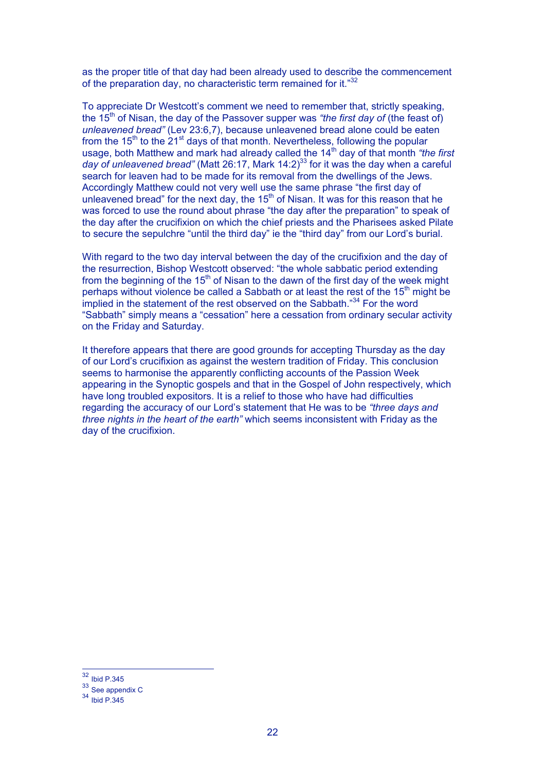as the proper title of that day had been already used to describe the commencement of the preparation day, no characteristic term remained for it."[32]

To appreciate Dr Westcott's comment we need to remember that, strictly speaking, the 15th of Nisan, the day of the Passover supper was *"the first day of* (the feast of) *unleavened bread"* (Lev 23:6,7), because unleavened bread alone could be eaten from the 15th to the 21st days of that month. Nevertheless, following the popular usage, both Matthew and mark had already called the 14th day of that month *"the first day of unleavened bread"* (Matt 26:17, Mark 14:2)[33] for it was the day when a careful search for leaven had to be made for its removal from the dwellings of the Jews. Accordingly Matthew could not very well use the same phrase "the first day of unleavened bread" for the next day, the 15th of Nisan. It was for this reason that he was forced to use the round about phrase "the day after the preparation" to speak of the day after the crucifixion on which the chief priests and the Pharisees asked Pilate to secure the sepulchre "until the third day" ie the "third day" from our Lord's burial.

With regard to the two day interval between the day of the crucifixion and the day of the resurrection, Bishop Westcott observed: "the whole sabbatic period extending from the beginning of the 15th of Nisan to the dawn of the first day of the week might perhaps without violence be called a Sabbath or at least the rest of the 15th might be implied in the statement of the rest observed on the Sabbath."[34] For the word "Sabbath" simply means a "cessation" here a cessation from ordinary secular activity on the Friday and Saturday.

It therefore appears that there are good grounds for accepting Thursday as the day of our Lord's crucifixion as against the western tradition of Friday. This conclusion seems to harmonise the apparently conflicting accounts of the Passion Week appearing in the Synoptic gospels and that in the Gospel of John respectively, which have long troubled expositors. It is a relief to those who have had difficulties regarding the accuracy of our Lord's statement that He was to be *"three days and three nights in the heart of the earth"* which seems inconsistent with Friday as the day of the crucifixion.

---

[32] Ibid P.345

[33] See appendix C

[34] Ibid P.345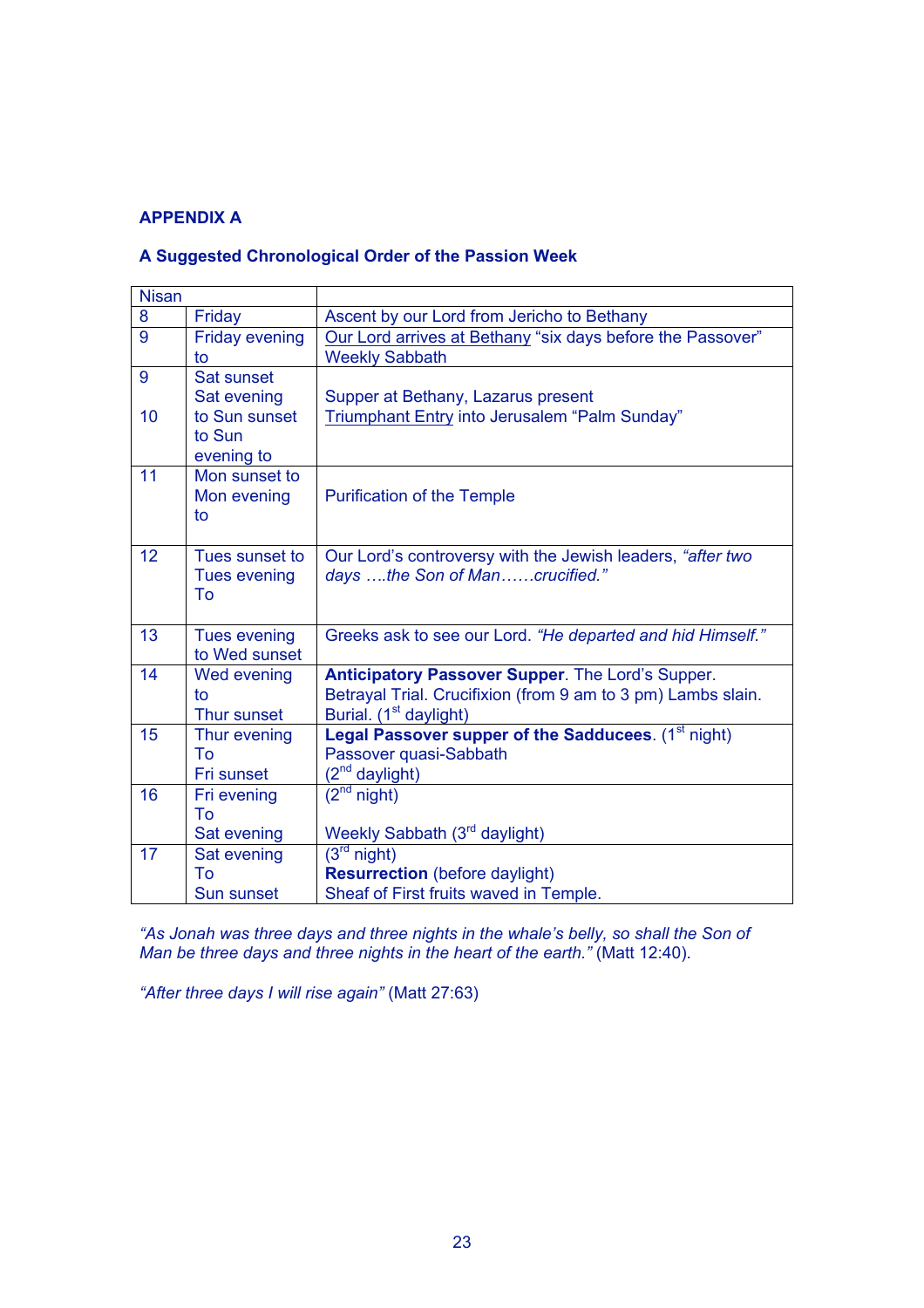**APPENDIX A**

**A Suggested Chronological Order of the Passion Week**

| Nisan | | |
|---|---|---|
| 8 | Friday | Ascent by our Lord from Jericho to Bethany |
| 9 | Friday evening to | Our Lord arrives at Bethany "six days before the Passover" Weekly Sabbath |
| 9<br>10 | Sat sunset<br>Sat evening to Sun sunset to Sun evening to | Supper at Bethany, Lazarus present<br>Triumphant Entry into Jerusalem "Palm Sunday" |
| 11 | Mon sunset to Mon evening to | Purification of the Temple |
| 12 | Tues sunset to Tues evening To | Our Lord's controversy with the Jewish leaders, *"after two days ….the Son of Man……crucified."* |
| 13 | Tues evening to Wed sunset | Greeks ask to see our Lord. *"He departed and hid Himself."* |
| 14 | Wed evening to Thur sunset | **Anticipatory Passover Supper**. The Lord's Supper. Betrayal Trial. Crucifixion (from 9 am to 3 pm) Lambs slain. Burial. (1st daylight) |
| 15 | Thur evening To Fri sunset | **Legal Passover supper of the Sadducees**. (1st night) Passover quasi-Sabbath (2nd daylight) |
| 16 | Fri evening To Sat evening | (2nd night)<br>Weekly Sabbath (3rd daylight) |
| 17 | Sat evening To Sun sunset | (3rd night)<br>**Resurrection** (before daylight)<br>Sheaf of First fruits waved in Temple. |

*"As Jonah was three days and three nights in the whale's belly, so shall the Son of Man be three days and three nights in the heart of the earth."* (Matt 12:40).

*"After three days I will rise again"* (Matt 27:63)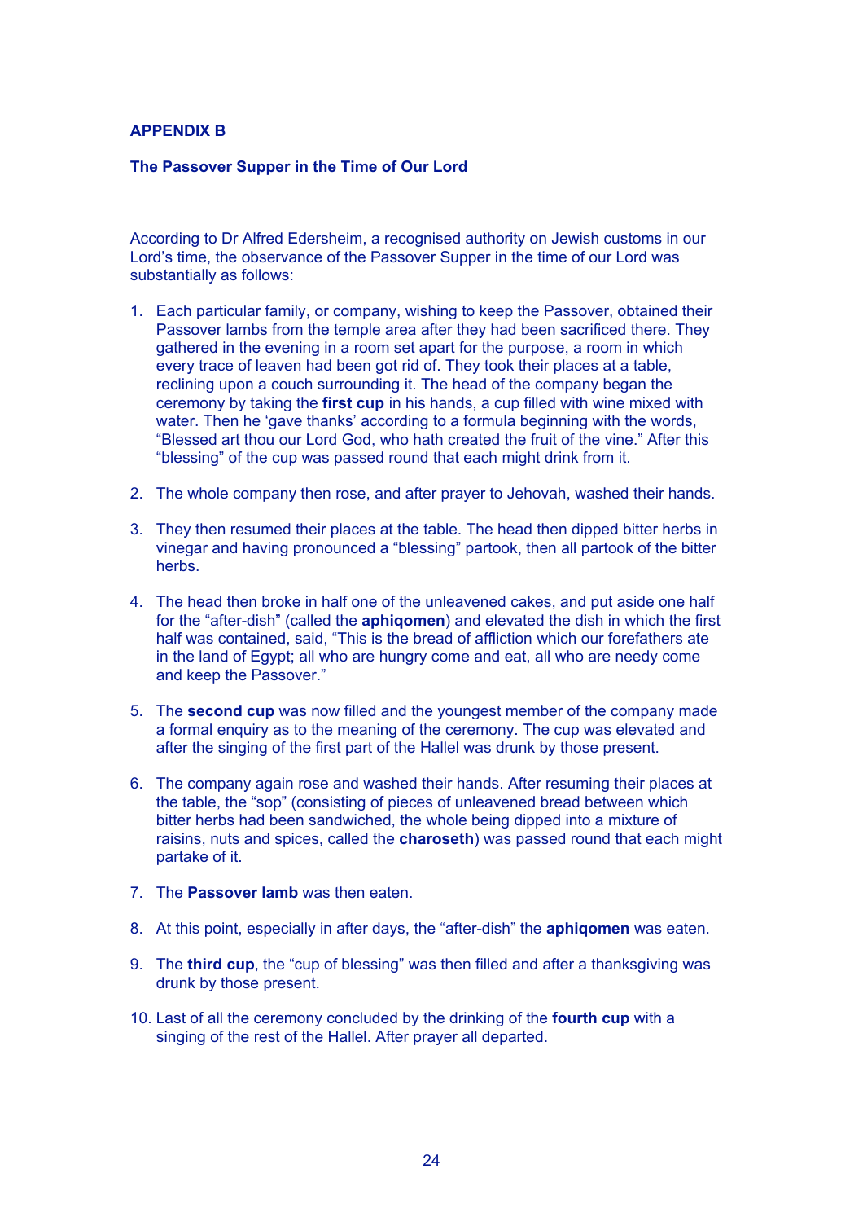## APPENDIX B

### The Passover Supper in the Time of Our Lord

According to Dr Alfred Edersheim, a recognised authority on Jewish customs in our Lord's time, the observance of the Passover Supper in the time of our Lord was substantially as follows:

1. Each particular family, or company, wishing to keep the Passover, obtained their Passover lambs from the temple area after they had been sacrificed there. They gathered in the evening in a room set apart for the purpose, a room in which every trace of leaven had been got rid of. They took their places at a table, reclining upon a couch surrounding it. The head of the company began the ceremony by taking the **first cup** in his hands, a cup filled with wine mixed with water. Then he 'gave thanks' according to a formula beginning with the words, "Blessed art thou our Lord God, who hath created the fruit of the vine." After this "blessing" of the cup was passed round that each might drink from it.

2. The whole company then rose, and after prayer to Jehovah, washed their hands.

3. They then resumed their places at the table. The head then dipped bitter herbs in vinegar and having pronounced a "blessing" partook, then all partook of the bitter herbs.

4. The head then broke in half one of the unleavened cakes, and put aside one half for the "after-dish" (called the **aphiqomen**) and elevated the dish in which the first half was contained, said, "This is the bread of affliction which our forefathers ate in the land of Egypt; all who are hungry come and eat, all who are needy come and keep the Passover."

5. The **second cup** was now filled and the youngest member of the company made a formal enquiry as to the meaning of the ceremony. The cup was elevated and after the singing of the first part of the Hallel was drunk by those present.

6. The company again rose and washed their hands. After resuming their places at the table, the "sop" (consisting of pieces of unleavened bread between which bitter herbs had been sandwiched, the whole being dipped into a mixture of raisins, nuts and spices, called the **charoseth**) was passed round that each might partake of it.

7. The **Passover lamb** was then eaten.

8. At this point, especially in after days, the "after-dish" the **aphiqomen** was eaten.

9. The **third cup**, the "cup of blessing" was then filled and after a thanksgiving was drunk by those present.

10. Last of all the ceremony concluded by the drinking of the **fourth cup** with a singing of the rest of the Hallel. After prayer all departed.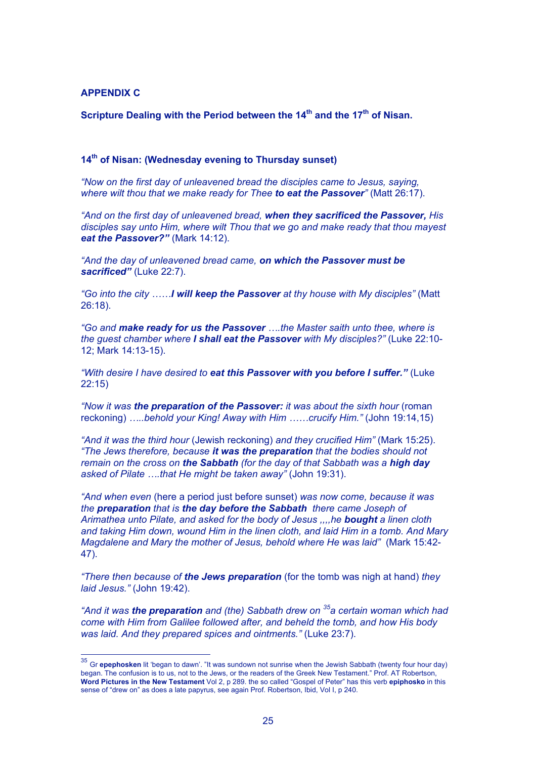## APPENDIX C

### Scripture Dealing with the Period between the 14th and the 17th of Nisan.

### 14th of Nisan: (Wednesday evening to Thursday sunset)

*"Now on the first day of unleavened bread the disciples came to Jesus, saying, where wilt thou that we make ready for Thee **to eat the Passover**"* (Matt 26:17).

*"And on the first day of unleavened bread, **when they sacrificed the Passover,** His disciples say unto Him, where wilt Thou that we go and make ready that thou mayest **eat the Passover?"*** (Mark 14:12).

*"And the day of unleavened bread came, **on which the Passover must be sacrificed"*** (Luke 22:7).

*"Go into the city ……**I will keep the Passover** at thy house with My disciples"* (Matt 26:18).

*"Go and **make ready for us the Passover** ….the Master saith unto thee, where is the guest chamber where **I shall eat the Passover** with My disciples?"* (Luke 22:10-12; Mark 14:13-15).

*"With desire I have desired to **eat this Passover with you before I suffer."*** (Luke 22:15)

*"Now it was **the preparation of the Passover:** it was about the sixth hour* (roman reckoning) *…..behold your King! Away with Him ……crucify Him."* (John 19:14,15)

*"And it was the third hour* (Jewish reckoning) *and they crucified Him"* (Mark 15:25). *"The Jews therefore, because **it was the preparation** that the bodies should not remain on the cross on **the Sabbath** (for the day of that Sabbath was a **high day** asked of Pilate ….that He might be taken away"* (John 19:31).

*"And when even* (here a period just before sunset) *was now come, because it was the **preparation** that is **the day before the Sabbath** there came Joseph of Arimathea unto Pilate, and asked for the body of Jesus ,,,,he **bought** a linen cloth and taking Him down, wound Him in the linen cloth, and laid Him in a tomb. And Mary Magdalene and Mary the mother of Jesus, behold where He was laid"* (Mark 15:42-47).

*"There then because of **the Jews preparation*** (for the tomb was nigh at hand) *they laid Jesus."* (John 19:42).

*"And it was **the preparation** and (the) Sabbath drew on [35]a certain woman which had come with Him from Galilee followed after, and beheld the tomb, and how His body was laid. And they prepared spices and ointments."* (Luke 23:7).

---

[35] Gr **epephosken** lit 'began to dawn'. "It was sundown not sunrise when the Jewish Sabbath (twenty four hour day) began. The confusion is to us, not to the Jews, or the readers of the Greek New Testament." Prof. AT Robertson, **Word Pictures in the New Testament** Vol 2, p 289. the so called "Gospel of Peter" has this verb **epiphosko** in this sense of "drew on" as does a late papyrus, see again Prof. Robertson, Ibid, Vol I, p 240.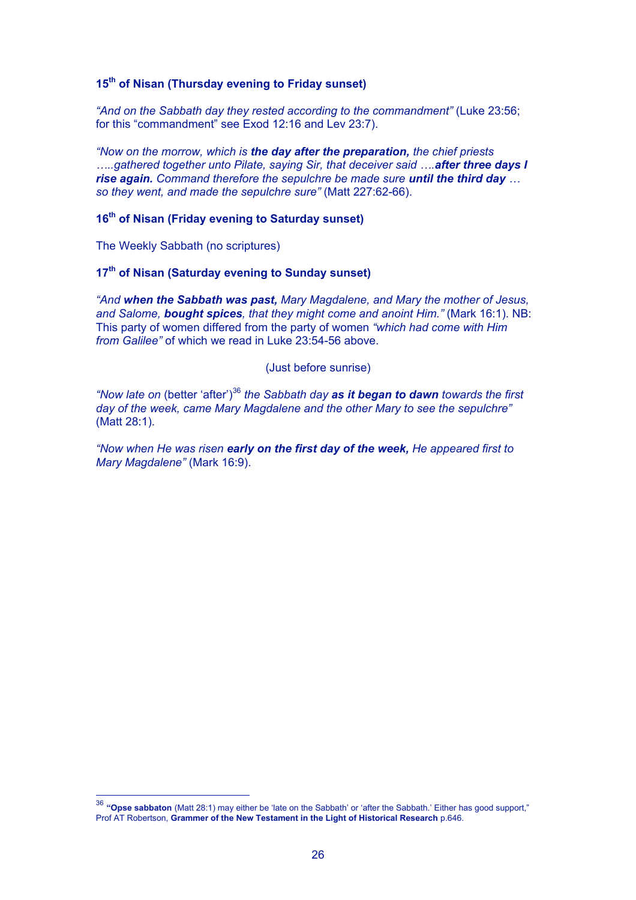### 15th of Nisan (Thursday evening to Friday sunset)

*"And on the Sabbath day they rested according to the commandment"* (Luke 23:56; for this "commandment" see Exod 12:16 and Lev 23:7).

*"Now on the morrow, which is **the day after the preparation,** the chief priests …..gathered together unto Pilate, saying Sir, that deceiver said ….**after three days I rise again.** Command therefore the sepulchre be made sure **until the third day** … so they went, and made the sepulchre sure"* (Matt 227:62-66).

### 16th of Nisan (Friday evening to Saturday sunset)

The Weekly Sabbath (no scriptures)

### 17th of Nisan (Saturday evening to Sunday sunset)

*"And **when the Sabbath was past,** Mary Magdalene, and Mary the mother of Jesus, and Salome, **bought spices**, that they might come and anoint Him."* (Mark 16:1). NB: This party of women differed from the party of women *"which had come with Him from Galilee"* of which we read in Luke 23:54-56 above.

(Just before sunrise)

*"Now late on* (better 'after')[36] *the Sabbath day **as it began to dawn** towards the first day of the week, came Mary Magdalene and the other Mary to see the sepulchre"* (Matt 28:1).

*"Now when He was risen **early on the first day of the week,** He appeared first to Mary Magdalene"* (Mark 16:9).

---

[36] **"Opse sabbaton** (Matt 28:1) may either be 'late on the Sabbath' or 'after the Sabbath.' Either has good support," Prof AT Robertson, **Grammer of the New Testament in the Light of Historical Research** p.646.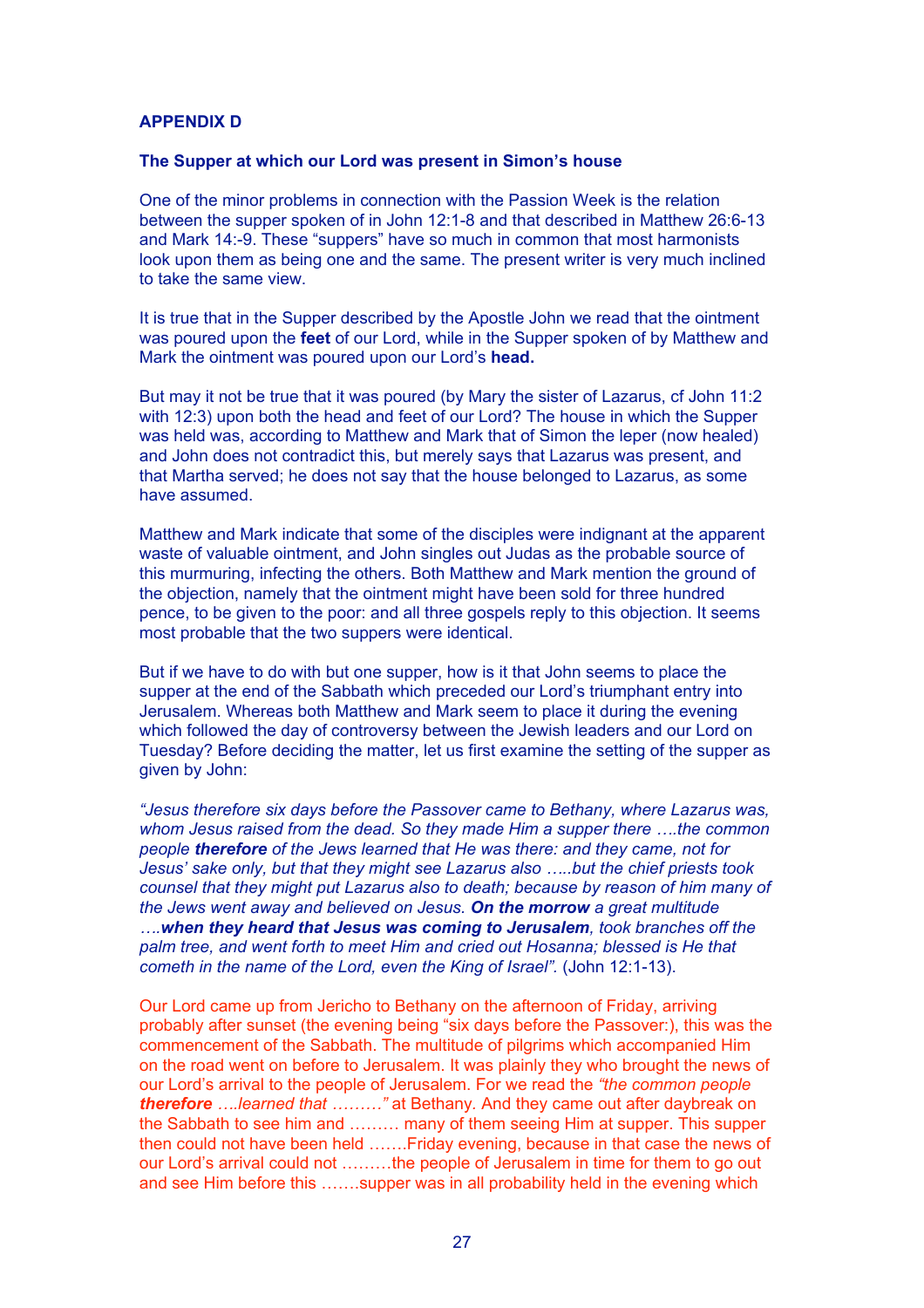**APPENDIX D**

**The Supper at which our Lord was present in Simon's house**

One of the minor problems in connection with the Passion Week is the relation between the supper spoken of in John 12:1-8 and that described in Matthew 26:6-13 and Mark 14:-9. These "suppers" have so much in common that most harmonists look upon them as being one and the same. The present writer is very much inclined to take the same view.

It is true that in the Supper described by the Apostle John we read that the ointment was poured upon the **feet** of our Lord, while in the Supper spoken of by Matthew and Mark the ointment was poured upon our Lord's **head.**

But may it not be true that it was poured (by Mary the sister of Lazarus, cf John 11:2 with 12:3) upon both the head and feet of our Lord? The house in which the Supper was held was, according to Matthew and Mark that of Simon the leper (now healed) and John does not contradict this, but merely says that Lazarus was present, and that Martha served; he does not say that the house belonged to Lazarus, as some have assumed.

Matthew and Mark indicate that some of the disciples were indignant at the apparent waste of valuable ointment, and John singles out Judas as the probable source of this murmuring, infecting the others. Both Matthew and Mark mention the ground of the objection, namely that the ointment might have been sold for three hundred pence, to be given to the poor: and all three gospels reply to this objection. It seems most probable that the two suppers were identical.

But if we have to do with but one supper, how is it that John seems to place the supper at the end of the Sabbath which preceded our Lord's triumphant entry into Jerusalem. Whereas both Matthew and Mark seem to place it during the evening which followed the day of controversy between the Jewish leaders and our Lord on Tuesday? Before deciding the matter, let us first examine the setting of the supper as given by John:

*"Jesus therefore six days before the Passover came to Bethany, where Lazarus was, whom Jesus raised from the dead. So they made Him a supper there ….the common people* ***therefore*** *of the Jews learned that He was there: and they came, not for Jesus' sake only, but that they might see Lazarus also …..but the chief priests took counsel that they might put Lazarus also to death; because by reason of him many of the Jews went away and believed on Jesus.* ***On the morrow*** *a great multitude ….****when they heard that Jesus was coming to Jerusalem****, took branches off the palm tree, and went forth to meet Him and cried out Hosanna; blessed is He that cometh in the name of the Lord, even the King of Israel".* (John 12:1-13).

Our Lord came up from Jericho to Bethany on the afternoon of Friday, arriving probably after sunset (the evening being "six days before the Passover:), this was the commencement of the Sabbath. The multitude of pilgrims which accompanied Him on the road went on before to Jerusalem. It was plainly they who brought the news of our Lord's arrival to the people of Jerusalem. For we read the *"the common people* ***therefore*** *….learned that ………"* at Bethany. And they came out after daybreak on the Sabbath to see him and ……… many of them seeing Him at supper. This supper then could not have been held …….Friday evening, because in that case the news of our Lord's arrival could not ………the people of Jerusalem in time for them to go out and see Him before this …….supper was in all probability held in the evening which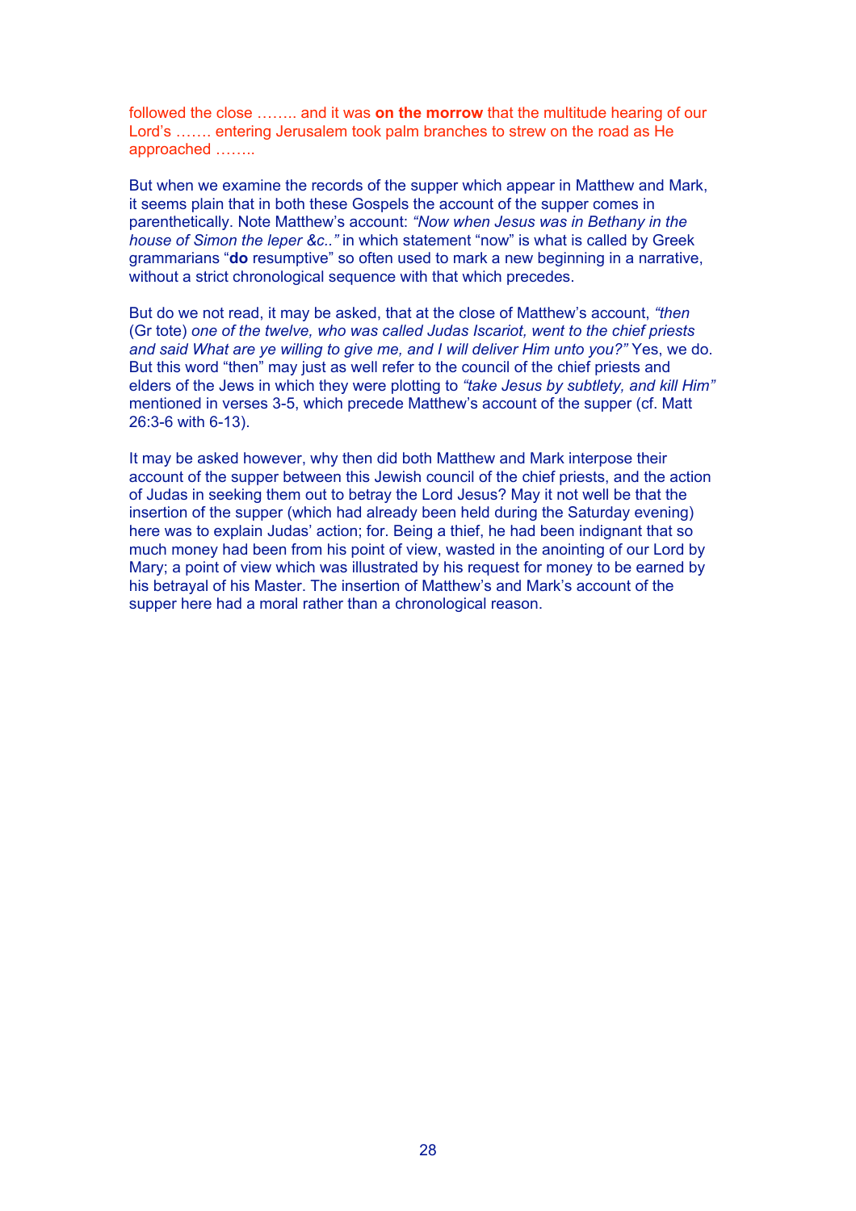followed the close …….. and it was **on the morrow** that the multitude hearing of our Lord's ……. entering Jerusalem took palm branches to strew on the road as He approached ……..

But when we examine the records of the supper which appear in Matthew and Mark, it seems plain that in both these Gospels the account of the supper comes in parenthetically. Note Matthew's account: *"Now when Jesus was in Bethany in the house of Simon the leper &c.."* in which statement "now" is what is called by Greek grammarians "**do** resumptive" so often used to mark a new beginning in a narrative, without a strict chronological sequence with that which precedes.

But do we not read, it may be asked, that at the close of Matthew's account, *"then* (Gr tote) *one of the twelve, who was called Judas Iscariot, went to the chief priests and said What are ye willing to give me, and I will deliver Him unto you?"* Yes, we do. But this word "then" may just as well refer to the council of the chief priests and elders of the Jews in which they were plotting to *"take Jesus by subtlety, and kill Him"* mentioned in verses 3-5, which precede Matthew's account of the supper (cf. Matt 26:3-6 with 6-13).

It may be asked however, why then did both Matthew and Mark interpose their account of the supper between this Jewish council of the chief priests, and the action of Judas in seeking them out to betray the Lord Jesus? May it not well be that the insertion of the supper (which had already been held during the Saturday evening) here was to explain Judas' action; for. Being a thief, he had been indignant that so much money had been from his point of view, wasted in the anointing of our Lord by Mary; a point of view which was illustrated by his request for money to be earned by his betrayal of his Master. The insertion of Matthew's and Mark's account of the supper here had a moral rather than a chronological reason.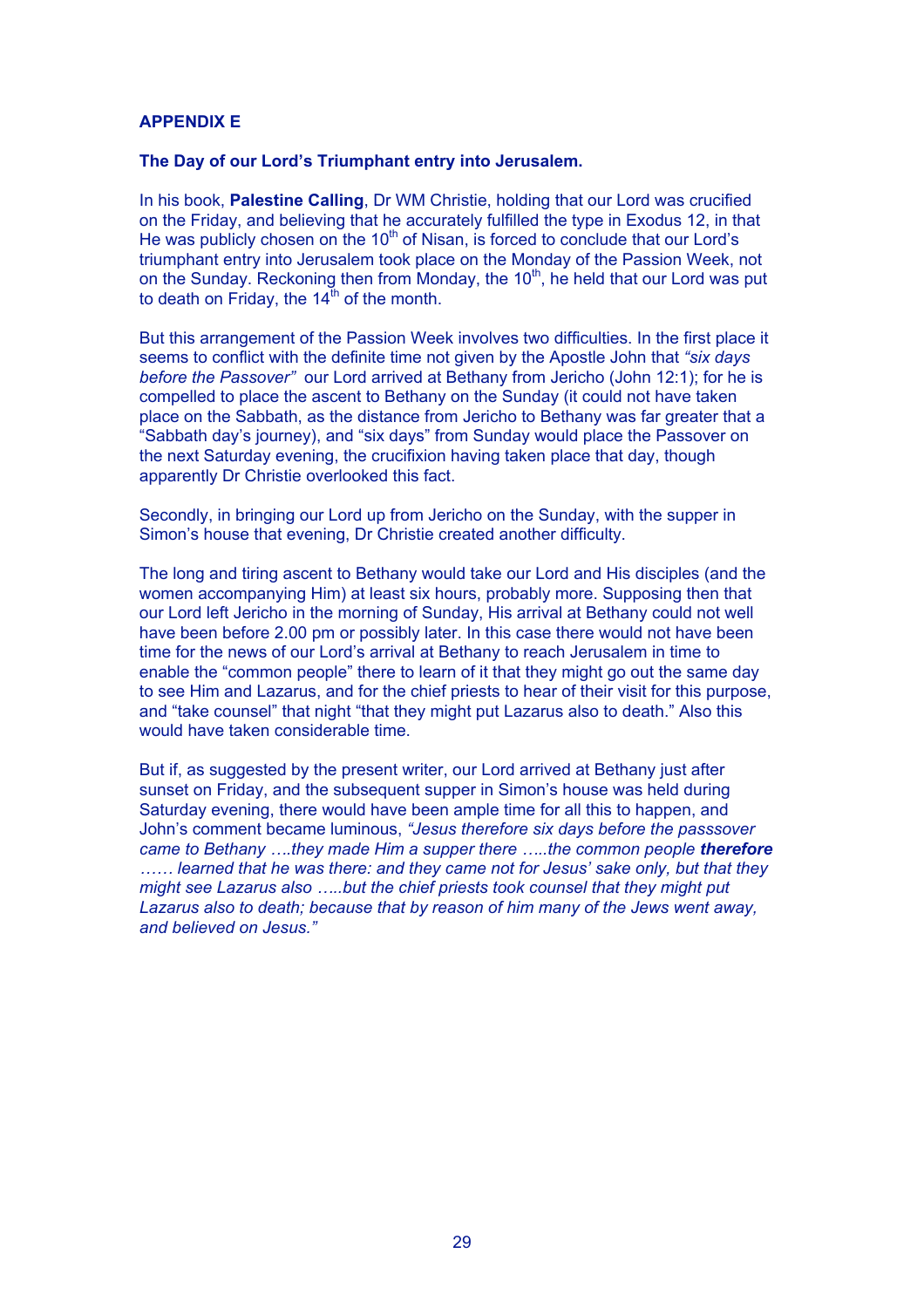**APPENDIX E**

**The Day of our Lord's Triumphant entry into Jerusalem.**

In his book, **Palestine Calling**, Dr WM Christie, holding that our Lord was crucified on the Friday, and believing that he accurately fulfilled the type in Exodus 12, in that He was publicly chosen on the 10th of Nisan, is forced to conclude that our Lord's triumphant entry into Jerusalem took place on the Monday of the Passion Week, not on the Sunday. Reckoning then from Monday, the 10th, he held that our Lord was put to death on Friday, the 14th of the month.

But this arrangement of the Passion Week involves two difficulties. In the first place it seems to conflict with the definite time not given by the Apostle John that *"six days before the Passover"* our Lord arrived at Bethany from Jericho (John 12:1); for he is compelled to place the ascent to Bethany on the Sunday (it could not have taken place on the Sabbath, as the distance from Jericho to Bethany was far greater that a "Sabbath day's journey), and "six days" from Sunday would place the Passover on the next Saturday evening, the crucifixion having taken place that day, though apparently Dr Christie overlooked this fact.

Secondly, in bringing our Lord up from Jericho on the Sunday, with the supper in Simon's house that evening, Dr Christie created another difficulty.

The long and tiring ascent to Bethany would take our Lord and His disciples (and the women accompanying Him) at least six hours, probably more. Supposing then that our Lord left Jericho in the morning of Sunday, His arrival at Bethany could not well have been before 2.00 pm or possibly later. In this case there would not have been time for the news of our Lord's arrival at Bethany to reach Jerusalem in time to enable the "common people" there to learn of it that they might go out the same day to see Him and Lazarus, and for the chief priests to hear of their visit for this purpose, and "take counsel" that night "that they might put Lazarus also to death." Also this would have taken considerable time.

But if, as suggested by the present writer, our Lord arrived at Bethany just after sunset on Friday, and the subsequent supper in Simon's house was held during Saturday evening, there would have been ample time for all this to happen, and John's comment became luminous, *"Jesus therefore six days before the passsover came to Bethany ….they made Him a supper there …..the common people* ***therefore*** *…… learned that he was there: and they came not for Jesus' sake only, but that they might see Lazarus also …..but the chief priests took counsel that they might put Lazarus also to death; because that by reason of him many of the Jews went away, and believed on Jesus."*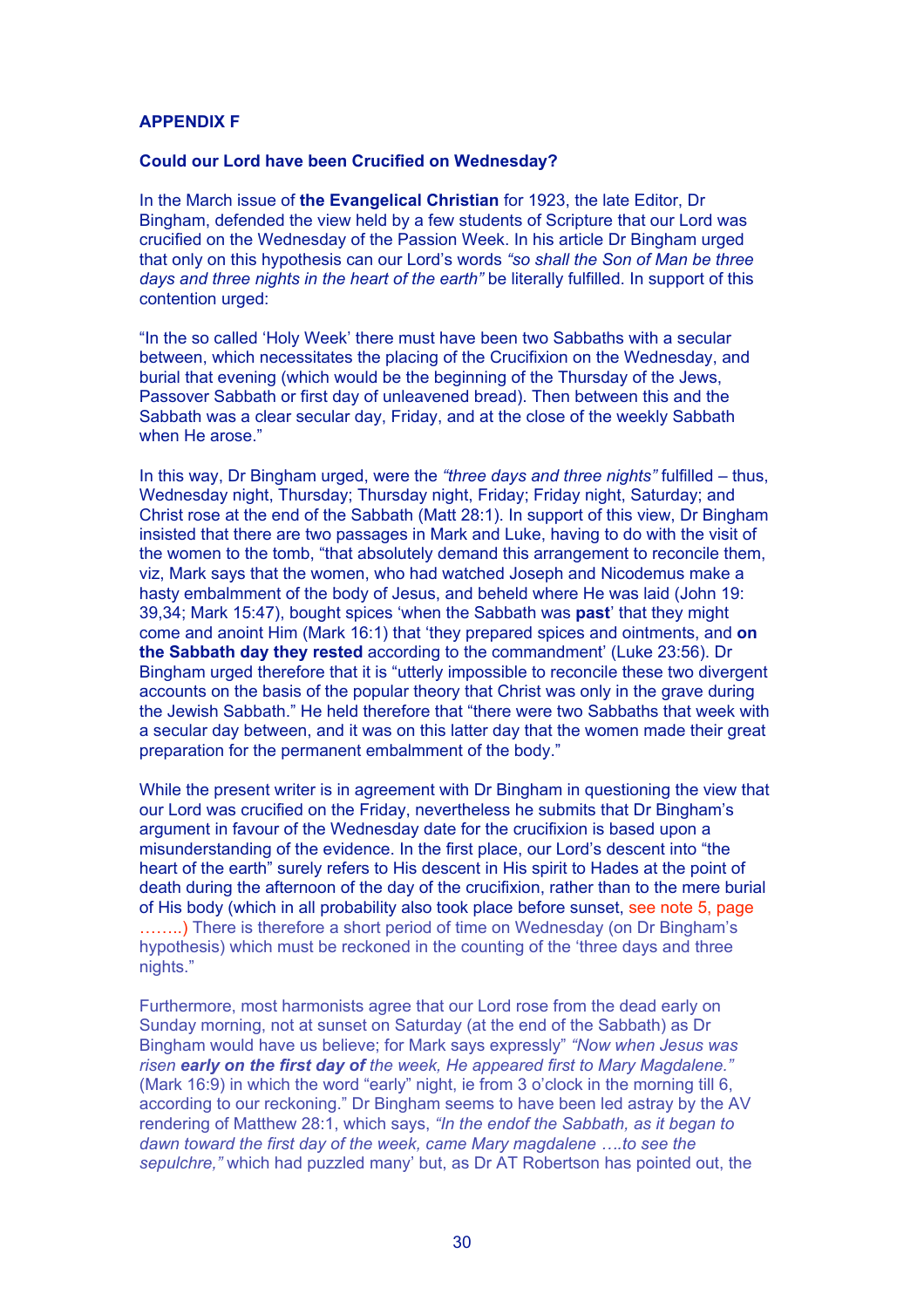**APPENDIX F**

**Could our Lord have been Crucified on Wednesday?**

In the March issue of **the Evangelical Christian** for 1923, the late Editor, Dr Bingham, defended the view held by a few students of Scripture that our Lord was crucified on the Wednesday of the Passion Week. In his article Dr Bingham urged that only on this hypothesis can our Lord's words *"so shall the Son of Man be three days and three nights in the heart of the earth"* be literally fulfilled. In support of this contention urged:

"In the so called 'Holy Week' there must have been two Sabbaths with a secular between, which necessitates the placing of the Crucifixion on the Wednesday, and burial that evening (which would be the beginning of the Thursday of the Jews, Passover Sabbath or first day of unleavened bread). Then between this and the Sabbath was a clear secular day, Friday, and at the close of the weekly Sabbath when He arose."

In this way, Dr Bingham urged, were the *"three days and three nights"* fulfilled – thus, Wednesday night, Thursday; Thursday night, Friday; Friday night, Saturday; and Christ rose at the end of the Sabbath (Matt 28:1). In support of this view, Dr Bingham insisted that there are two passages in Mark and Luke, having to do with the visit of the women to the tomb, "that absolutely demand this arrangement to reconcile them, viz, Mark says that the women, who had watched Joseph and Nicodemus make a hasty embalmment of the body of Jesus, and beheld where He was laid (John 19: 39,34; Mark 15:47), bought spices 'when the Sabbath was **past**' that they might come and anoint Him (Mark 16:1) that 'they prepared spices and ointments, and **on the Sabbath day they rested** according to the commandment' (Luke 23:56). Dr Bingham urged therefore that it is "utterly impossible to reconcile these two divergent accounts on the basis of the popular theory that Christ was only in the grave during the Jewish Sabbath." He held therefore that "there were two Sabbaths that week with a secular day between, and it was on this latter day that the women made their great preparation for the permanent embalmment of the body."

While the present writer is in agreement with Dr Bingham in questioning the view that our Lord was crucified on the Friday, nevertheless he submits that Dr Bingham's argument in favour of the Wednesday date for the crucifixion is based upon a misunderstanding of the evidence. In the first place, our Lord's descent into "the heart of the earth" surely refers to His descent in His spirit to Hades at the point of death during the afternoon of the day of the crucifixion, rather than to the mere burial of His body (which in all probability also took place before sunset, see note 5, page ……..) There is therefore a short period of time on Wednesday (on Dr Bingham's hypothesis) which must be reckoned in the counting of the 'three days and three nights."

Furthermore, most harmonists agree that our Lord rose from the dead early on Sunday morning, not at sunset on Saturday (at the end of the Sabbath) as Dr Bingham would have us believe; for Mark says expressly" *"Now when Jesus was risen* ***early on the first day of*** *the week, He appeared first to Mary Magdalene."* (Mark 16:9) in which the word "early" night, ie from 3 o'clock in the morning till 6, according to our reckoning." Dr Bingham seems to have been led astray by the AV rendering of Matthew 28:1, which says, *"In the endof the Sabbath, as it began to dawn toward the first day of the week, came Mary magdalene ….to see the sepulchre,"* which had puzzled many' but, as Dr AT Robertson has pointed out, the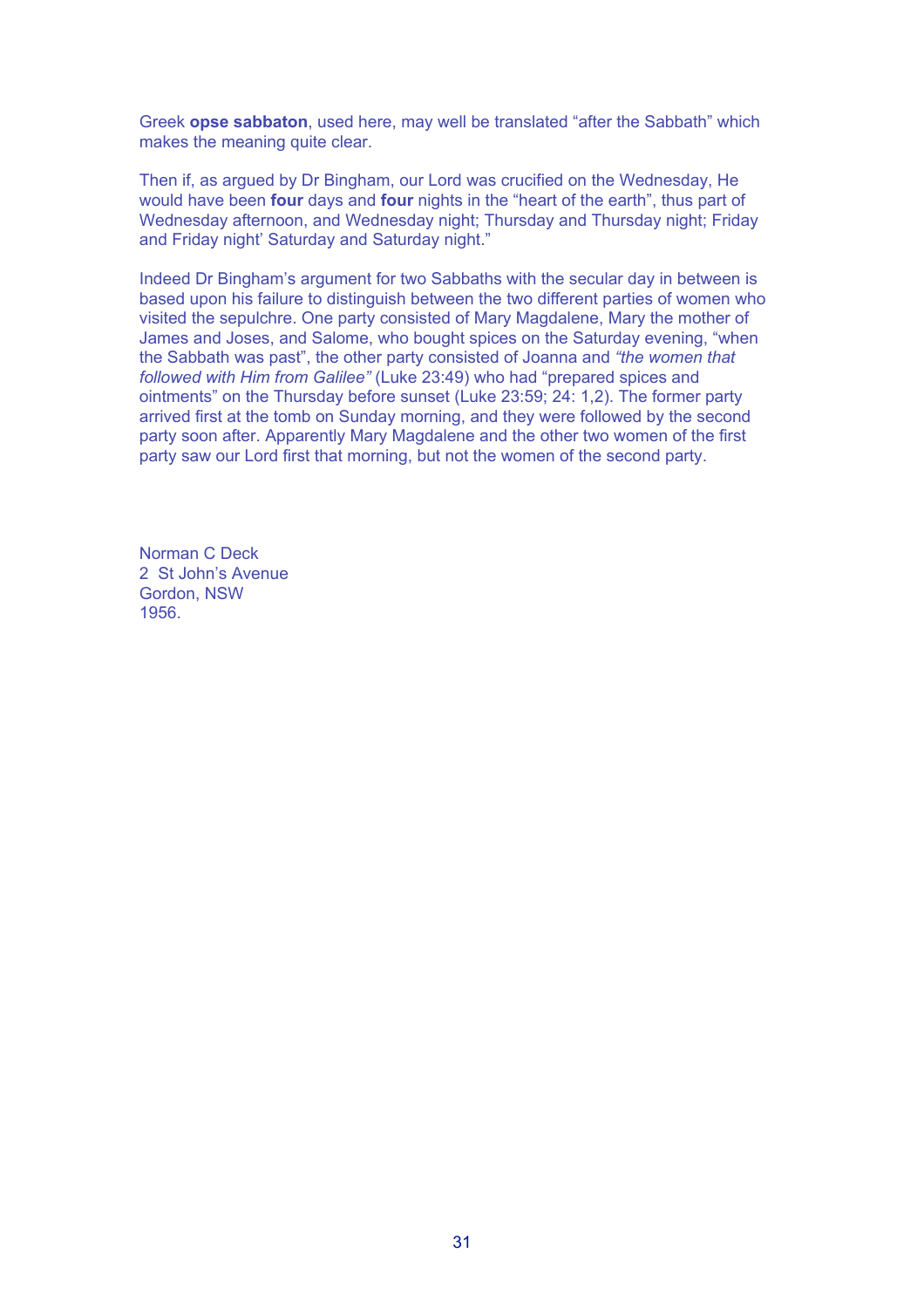Greek **opse sabbaton**, used here, may well be translated "after the Sabbath" which makes the meaning quite clear.

Then if, as argued by Dr Bingham, our Lord was crucified on the Wednesday, He would have been **four** days and **four** nights in the "heart of the earth", thus part of Wednesday afternoon, and Wednesday night; Thursday and Thursday night; Friday and Friday night' Saturday and Saturday night."

Indeed Dr Bingham's argument for two Sabbaths with the secular day in between is based upon his failure to distinguish between the two different parties of women who visited the sepulchre. One party consisted of Mary Magdalene, Mary the mother of James and Joses, and Salome, who bought spices on the Saturday evening, "when the Sabbath was past", the other party consisted of Joanna and *"the women that followed with Him from Galilee"* (Luke 23:49) who had "prepared spices and ointments" on the Thursday before sunset (Luke 23:59; 24: 1,2). The former party arrived first at the tomb on Sunday morning, and they were followed by the second party soon after. Apparently Mary Magdalene and the other two women of the first party saw our Lord first that morning, but not the women of the second party.

Norman C Deck
2 St John's Avenue
Gordon, NSW
1956.